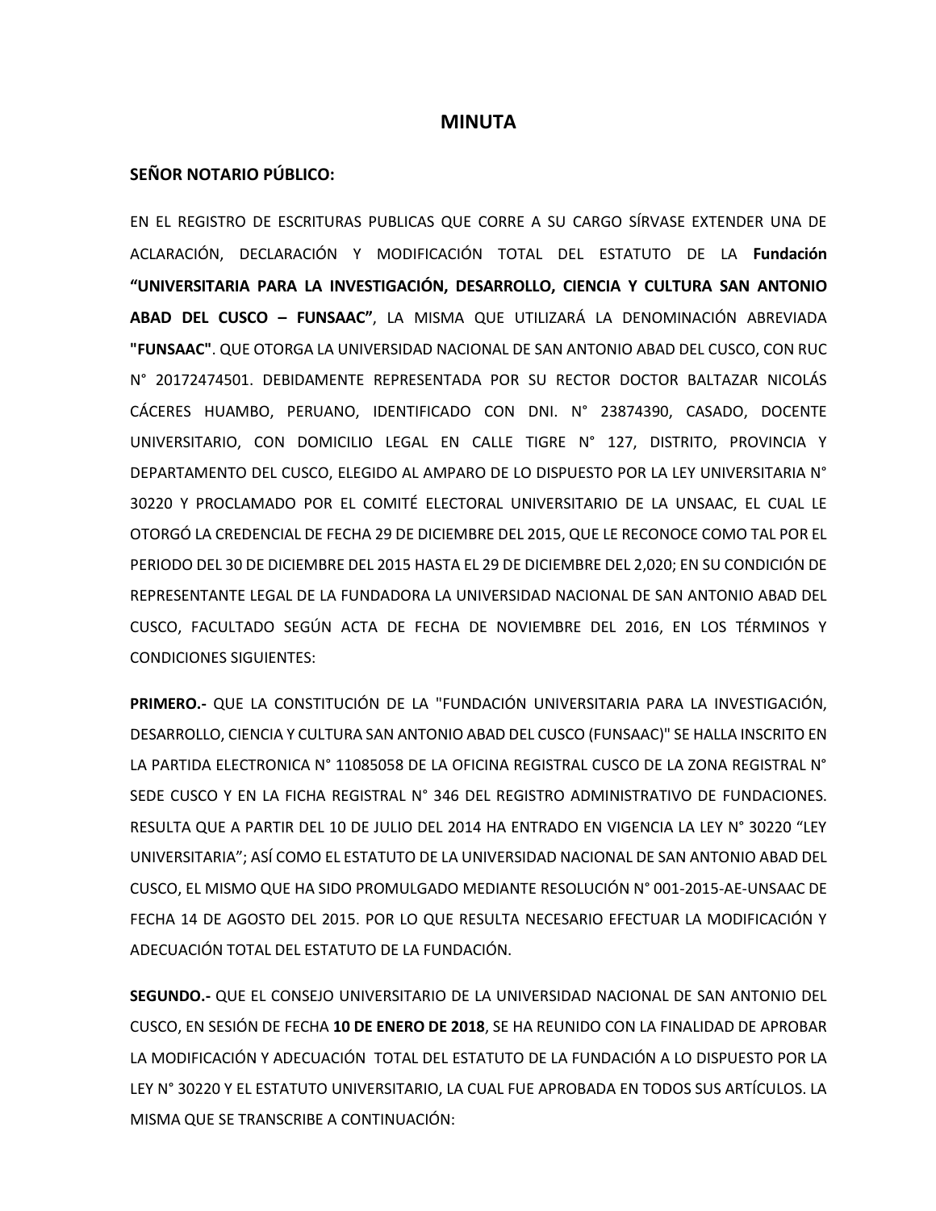# MINUTA

**SEÑOR NOTARIO PÚBLICO:**

EN EL REGISTRO DE ESCRITURAS PUBLICAS QUE CORRE A SU CARGO SÍRVASE EXTENDER UNA DE ACLARACIÓN, DECLARACIÓN Y MODIFICACIÓN TOTAL DEL ESTATUTO DE LA **Fundación "UNIVERSITARIA PARA LA INVESTIGACIÓN, DESARROLLO, CIENCIA Y CULTURA SAN ANTONIO ABAD DEL CUSCO – FUNSAAC"**, LA MISMA QUE UTILIZARÁ LA DENOMINACIÓN ABREVIADA **"FUNSAAC"**. QUE OTORGA LA UNIVERSIDAD NACIONAL DE SAN ANTONIO ABAD DEL CUSCO, CON RUC N° 20172474501. DEBIDAMENTE REPRESENTADA POR SU RECTOR DOCTOR BALTAZAR NICOLÁS CÁCERES HUAMBO, PERUANO, IDENTIFICADO CON DNI. N° 23874390, CASADO, DOCENTE UNIVERSITARIO, CON DOMICILIO LEGAL EN CALLE TIGRE N° 127, DISTRITO, PROVINCIA Y DEPARTAMENTO DEL CUSCO, ELEGIDO AL AMPARO DE LO DISPUESTO POR LA LEY UNIVERSITARIA N° 30220 Y PROCLAMADO POR EL COMITÉ ELECTORAL UNIVERSITARIO DE LA UNSAAC, EL CUAL LE OTORGÓ LA CREDENCIAL DE FECHA 29 DE DICIEMBRE DEL 2015, QUE LE RECONOCE COMO TAL POR EL PERIODO DEL 30 DE DICIEMBRE DEL 2015 HASTA EL 29 DE DICIEMBRE DEL 2,020; EN SU CONDICIÓN DE REPRESENTANTE LEGAL DE LA FUNDADORA LA UNIVERSIDAD NACIONAL DE SAN ANTONIO ABAD DEL CUSCO, FACULTADO SEGÚN ACTA DE FECHA DE NOVIEMBRE DEL 2016, EN LOS TÉRMINOS Y CONDICIONES SIGUIENTES:

**PRIMERO.-** QUE LA CONSTITUCIÓN DE LA "FUNDACIÓN UNIVERSITARIA PARA LA INVESTIGACIÓN, DESARROLLO, CIENCIA Y CULTURA SAN ANTONIO ABAD DEL CUSCO (FUNSAAC)" SE HALLA INSCRITO EN LA PARTIDA ELECTRONICA N° 11085058 DE LA OFICINA REGISTRAL CUSCO DE LA ZONA REGISTRAL N° SEDE CUSCO Y EN LA FICHA REGISTRAL N° 346 DEL REGISTRO ADMINISTRATIVO DE FUNDACIONES. RESULTA QUE A PARTIR DEL 10 DE JULIO DEL 2014 HA ENTRADO EN VIGENCIA LA LEY N° 30220 "LEY UNIVERSITARIA"; ASÍ COMO EL ESTATUTO DE LA UNIVERSIDAD NACIONAL DE SAN ANTONIO ABAD DEL CUSCO, EL MISMO QUE HA SIDO PROMULGADO MEDIANTE RESOLUCIÓN N° 001-2015-AE-UNSAAC DE FECHA 14 DE AGOSTO DEL 2015. POR LO QUE RESULTA NECESARIO EFECTUAR LA MODIFICACIÓN Y ADECUACIÓN TOTAL DEL ESTATUTO DE LA FUNDACIÓN.

**SEGUNDO.-** QUE EL CONSEJO UNIVERSITARIO DE LA UNIVERSIDAD NACIONAL DE SAN ANTONIO DEL CUSCO, EN SESIÓN DE FECHA **10 DE ENERO DE 2018**, SE HA REUNIDO CON LA FINALIDAD DE APROBAR LA MODIFICACIÓN Y ADECUACIÓN TOTAL DEL ESTATUTO DE LA FUNDACIÓN A LO DISPUESTO POR LA LEY N° 30220 Y EL ESTATUTO UNIVERSITARIO, LA CUAL FUE APROBADA EN TODOS SUS ARTÍCULOS. LA MISMA QUE SE TRANSCRIBE A CONTINUACIÓN: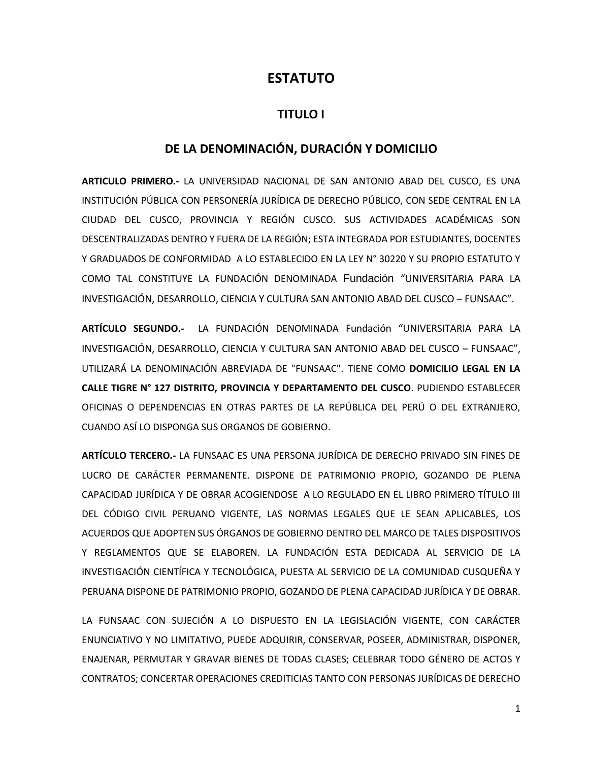# ESTATUTO

## TITULO I

## DE LA DENOMINACIÓN, DURACIÓN Y DOMICILIO

**ARTICULO PRIMERO.-** LA UNIVERSIDAD NACIONAL DE SAN ANTONIO ABAD DEL CUSCO, ES UNA INSTITUCIÓN PÚBLICA CON PERSONERÍA JURÍDICA DE DERECHO PÚBLICO, CON SEDE CENTRAL EN LA CIUDAD DEL CUSCO, PROVINCIA Y REGIÓN CUSCO. SUS ACTIVIDADES ACADÉMICAS SON DESCENTRALIZADAS DENTRO Y FUERA DE LA REGIÓN; ESTA INTEGRADA POR ESTUDIANTES, DOCENTES Y GRADUADOS DE CONFORMIDAD A LO ESTABLECIDO EN LA LEY N° 30220 Y SU PROPIO ESTATUTO Y COMO TAL CONSTITUYE LA FUNDACIÓN DENOMINADA Fundación "UNIVERSITARIA PARA LA INVESTIGACIÓN, DESARROLLO, CIENCIA Y CULTURA SAN ANTONIO ABAD DEL CUSCO – FUNSAAC".

**ARTÍCULO SEGUNDO.-** LA FUNDACIÓN DENOMINADA Fundación "UNIVERSITARIA PARA LA INVESTIGACIÓN, DESARROLLO, CIENCIA Y CULTURA SAN ANTONIO ABAD DEL CUSCO – FUNSAAC", UTILIZARÁ LA DENOMINACIÓN ABREVIADA DE "FUNSAAC". TIENE COMO **DOMICILIO LEGAL EN LA CALLE TIGRE N° 127 DISTRITO, PROVINCIA Y DEPARTAMENTO DEL CUSCO**. PUDIENDO ESTABLECER OFICINAS O DEPENDENCIAS EN OTRAS PARTES DE LA REPÚBLICA DEL PERÚ O DEL EXTRANJERO, CUANDO ASÍ LO DISPONGA SUS ORGANOS DE GOBIERNO.

**ARTÍCULO TERCERO.-** LA FUNSAAC ES UNA PERSONA JURÍDICA DE DERECHO PRIVADO SIN FINES DE LUCRO DE CARÁCTER PERMANENTE. DISPONE DE PATRIMONIO PROPIO, GOZANDO DE PLENA CAPACIDAD JURÍDICA Y DE OBRAR ACOGIENDOSE A LO REGULADO EN EL LIBRO PRIMERO TÍTULO III DEL CÓDIGO CIVIL PERUANO VIGENTE, LAS NORMAS LEGALES QUE LE SEAN APLICABLES, LOS ACUERDOS QUE ADOPTEN SUS ÓRGANOS DE GOBIERNO DENTRO DEL MARCO DE TALES DISPOSITIVOS Y REGLAMENTOS QUE SE ELABOREN. LA FUNDACIÓN ESTA DEDICADA AL SERVICIO DE LA INVESTIGACIÓN CIENTÍFICA Y TECNOLÓGICA, PUESTA AL SERVICIO DE LA COMUNIDAD CUSQUEÑA Y PERUANA DISPONE DE PATRIMONIO PROPIO, GOZANDO DE PLENA CAPACIDAD JURÍDICA Y DE OBRAR.

LA FUNSAAC CON SUJECIÓN A LO DISPUESTO EN LA LEGISLACIÓN VIGENTE, CON CARÁCTER ENUNCIATIVO Y NO LIMITATIVO, PUEDE ADQUIRIR, CONSERVAR, POSEER, ADMINISTRAR, DISPONER, ENAJENAR, PERMUTAR Y GRAVAR BIENES DE TODAS CLASES; CELEBRAR TODO GÉNERO DE ACTOS Y CONTRATOS; CONCERTAR OPERACIONES CREDITICIAS TANTO CON PERSONAS JURÍDICAS DE DERECHO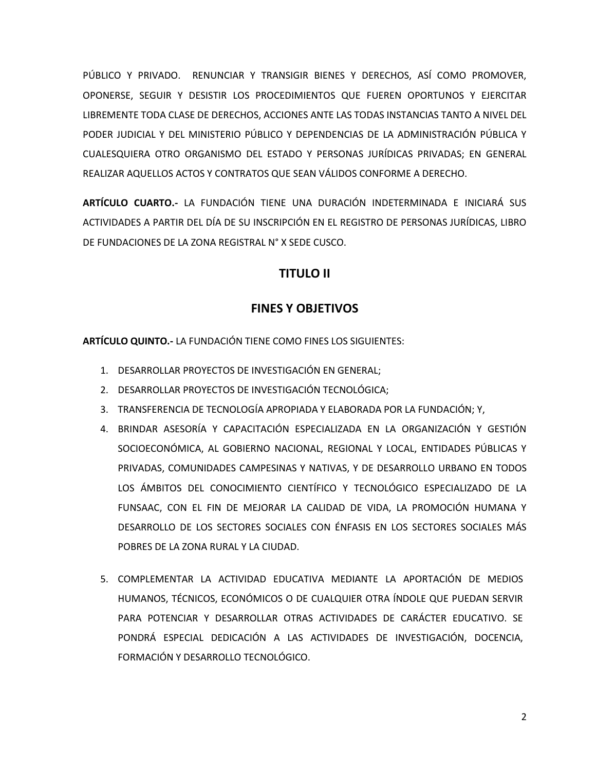PÚBLICO Y PRIVADO.  RENUNCIAR Y TRANSIGIR BIENES Y DERECHOS, ASÍ COMO PROMOVER, OPONERSE, SEGUIR Y DESISTIR LOS PROCEDIMIENTOS QUE FUEREN OPORTUNOS Y EJERCITAR LIBREMENTE TODA CLASE DE DERECHOS, ACCIONES ANTE LAS TODAS INSTANCIAS TANTO A NIVEL DEL PODER JUDICIAL Y DEL MINISTERIO PÚBLICO Y DEPENDENCIAS DE LA ADMINISTRACIÓN PÚBLICA Y CUALESQUIERA OTRO ORGANISMO DEL ESTADO Y PERSONAS JURÍDICAS PRIVADAS; EN GENERAL REALIZAR AQUELLOS ACTOS Y CONTRATOS QUE SEAN VÁLIDOS CONFORME A DERECHO.

**ARTÍCULO CUARTO.-** LA FUNDACIÓN TIENE UNA DURACIÓN INDETERMINADA E INICIARÁ SUS ACTIVIDADES A PARTIR DEL DÍA DE SU INSCRIPCIÓN EN EL REGISTRO DE PERSONAS JURÍDICAS, LIBRO DE FUNDACIONES DE LA ZONA REGISTRAL N° X SEDE CUSCO.

## TITULO II

## FINES Y OBJETIVOS

**ARTÍCULO QUINTO.-** LA FUNDACIÓN TIENE COMO FINES LOS SIGUIENTES:

1. DESARROLLAR PROYECTOS DE INVESTIGACIÓN EN GENERAL;
2. DESARROLLAR PROYECTOS DE INVESTIGACIÓN TECNOLÓGICA;
3. TRANSFERENCIA DE TECNOLOGÍA APROPIADA Y ELABORADA POR LA FUNDACIÓN; Y,
4. BRINDAR ASESORÍA Y CAPACITACIÓN ESPECIALIZADA EN LA ORGANIZACIÓN Y GESTIÓN SOCIOECONÓMICA, AL GOBIERNO NACIONAL, REGIONAL Y LOCAL, ENTIDADES PÚBLICAS Y PRIVADAS, COMUNIDADES CAMPESINAS Y NATIVAS, Y DE DESARROLLO URBANO EN TODOS LOS ÁMBITOS DEL CONOCIMIENTO CIENTÍFICO Y TECNOLÓGICO ESPECIALIZADO DE LA FUNSAAC, CON EL FIN DE MEJORAR LA CALIDAD DE VIDA, LA PROMOCIÓN HUMANA Y DESARROLLO DE LOS SECTORES SOCIALES CON ÉNFASIS EN LOS SECTORES SOCIALES MÁS POBRES DE LA ZONA RURAL Y LA CIUDAD.

5. COMPLEMENTAR LA ACTIVIDAD EDUCATIVA MEDIANTE LA APORTACIÓN DE MEDIOS HUMANOS, TÉCNICOS, ECONÓMICOS O DE CUALQUIER OTRA ÍNDOLE QUE PUEDAN SERVIR PARA POTENCIAR Y DESARROLLAR OTRAS ACTIVIDADES DE CARÁCTER EDUCATIVO. SE PONDRÁ ESPECIAL DEDICACIÓN A LAS ACTIVIDADES DE INVESTIGACIÓN, DOCENCIA, FORMACIÓN Y DESARROLLO TECNOLÓGICO.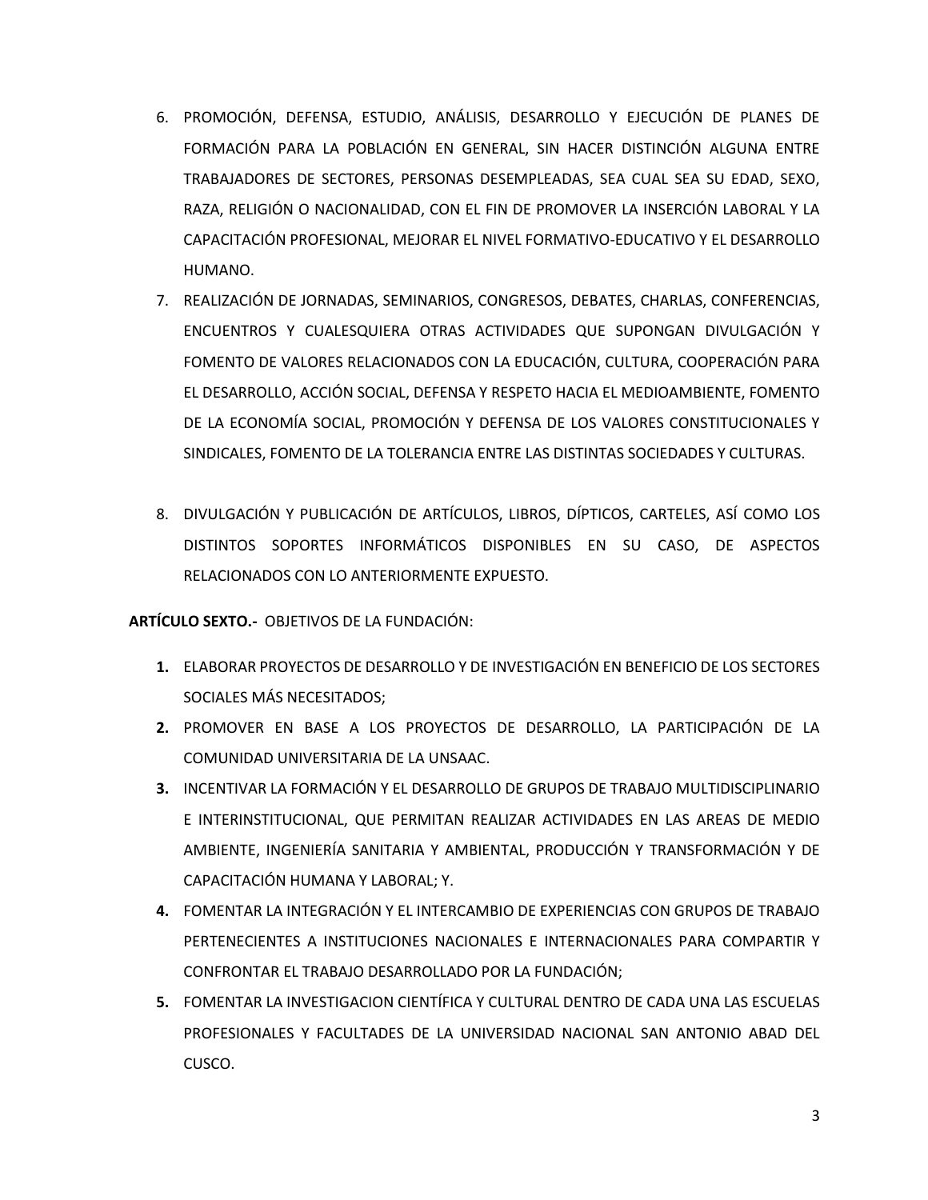6. PROMOCIÓN, DEFENSA, ESTUDIO, ANÁLISIS, DESARROLLO Y EJECUCIÓN DE PLANES DE FORMACIÓN PARA LA POBLACIÓN EN GENERAL, SIN HACER DISTINCIÓN ALGUNA ENTRE TRABAJADORES DE SECTORES, PERSONAS DESEMPLEADAS, SEA CUAL SEA SU EDAD, SEXO, RAZA, RELIGIÓN O NACIONALIDAD, CON EL FIN DE PROMOVER LA INSERCIÓN LABORAL Y LA CAPACITACIÓN PROFESIONAL, MEJORAR EL NIVEL FORMATIVO-EDUCATIVO Y EL DESARROLLO HUMANO.
7. REALIZACIÓN DE JORNADAS, SEMINARIOS, CONGRESOS, DEBATES, CHARLAS, CONFERENCIAS, ENCUENTROS Y CUALESQUIERA OTRAS ACTIVIDADES QUE SUPONGAN DIVULGACIÓN Y FOMENTO DE VALORES RELACIONADOS CON LA EDUCACIÓN, CULTURA, COOPERACIÓN PARA EL DESARROLLO, ACCIÓN SOCIAL, DEFENSA Y RESPETO HACIA EL MEDIOAMBIENTE, FOMENTO DE LA ECONOMÍA SOCIAL, PROMOCIÓN Y DEFENSA DE LOS VALORES CONSTITUCIONALES Y SINDICALES, FOMENTO DE LA TOLERANCIA ENTRE LAS DISTINTAS SOCIEDADES Y CULTURAS.
8. DIVULGACIÓN Y PUBLICACIÓN DE ARTÍCULOS, LIBROS, DÍPTICOS, CARTELES, ASÍ COMO LOS DISTINTOS SOPORTES INFORMÁTICOS DISPONIBLES EN SU CASO, DE ASPECTOS RELACIONADOS CON LO ANTERIORMENTE EXPUESTO.

**ARTÍCULO SEXTO.-** OBJETIVOS DE LA FUNDACIÓN:

1. ELABORAR PROYECTOS DE DESARROLLO Y DE INVESTIGACIÓN EN BENEFICIO DE LOS SECTORES SOCIALES MÁS NECESITADOS;
2. PROMOVER EN BASE A LOS PROYECTOS DE DESARROLLO, LA PARTICIPACIÓN DE LA COMUNIDAD UNIVERSITARIA DE LA UNSAAC.
3. INCENTIVAR LA FORMACIÓN Y EL DESARROLLO DE GRUPOS DE TRABAJO MULTIDISCIPLINARIO E INTERINSTITUCIONAL, QUE PERMITAN REALIZAR ACTIVIDADES EN LAS AREAS DE MEDIO AMBIENTE, INGENIERÍA SANITARIA Y AMBIENTAL, PRODUCCIÓN Y TRANSFORMACIÓN Y DE CAPACITACIÓN HUMANA Y LABORAL; Y.
4. FOMENTAR LA INTEGRACIÓN Y EL INTERCAMBIO DE EXPERIENCIAS CON GRUPOS DE TRABAJO PERTENECIENTES A INSTITUCIONES NACIONALES E INTERNACIONALES PARA COMPARTIR Y CONFRONTAR EL TRABAJO DESARROLLADO POR LA FUNDACIÓN;
5. FOMENTAR LA INVESTIGACION CIENTÍFICA Y CULTURAL DENTRO DE CADA UNA LAS ESCUELAS PROFESIONALES Y FACULTADES DE LA UNIVERSIDAD NACIONAL SAN ANTONIO ABAD DEL CUSCO.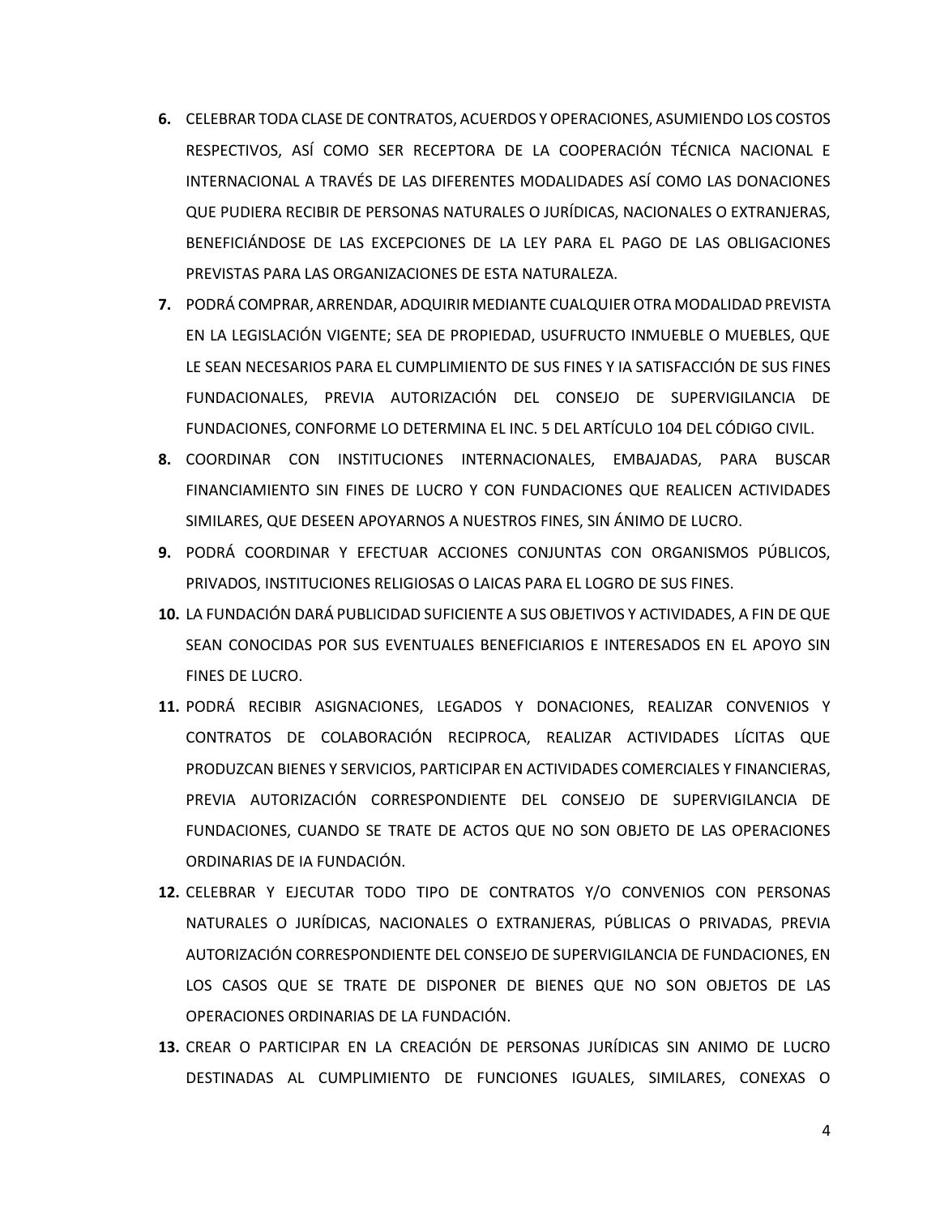6. CELEBRAR TODA CLASE DE CONTRATOS, ACUERDOS Y OPERACIONES, ASUMIENDO LOS COSTOS RESPECTIVOS, ASÍ COMO SER RECEPTORA DE LA COOPERACIÓN TÉCNICA NACIONAL E INTERNACIONAL A TRAVÉS DE LAS DIFERENTES MODALIDADES ASÍ COMO LAS DONACIONES QUE PUDIERA RECIBIR DE PERSONAS NATURALES O JURÍDICAS, NACIONALES O EXTRANJERAS, BENEFICIÁNDOSE DE LAS EXCEPCIONES DE LA LEY PARA EL PAGO DE LAS OBLIGACIONES PREVISTAS PARA LAS ORGANIZACIONES DE ESTA NATURALEZA.
7. PODRÁ COMPRAR, ARRENDAR, ADQUIRIR MEDIANTE CUALQUIER OTRA MODALIDAD PREVISTA EN LA LEGISLACIÓN VIGENTE; SEA DE PROPIEDAD, USUFRUCTO INMUEBLE O MUEBLES, QUE LE SEAN NECESARIOS PARA EL CUMPLIMIENTO DE SUS FINES Y IA SATISFACCIÓN DE SUS FINES FUNDACIONALES, PREVIA AUTORIZACIÓN DEL CONSEJO DE SUPERVIGILANCIA DE FUNDACIONES, CONFORME LO DETERMINA EL INC. 5 DEL ARTÍCULO 104 DEL CÓDIGO CIVIL.
8. COORDINAR CON INSTITUCIONES INTERNACIONALES, EMBAJADAS, PARA BUSCAR FINANCIAMIENTO SIN FINES DE LUCRO Y CON FUNDACIONES QUE REALICEN ACTIVIDADES SIMILARES, QUE DESEEN APOYARNOS A NUESTROS FINES, SIN ÁNIMO DE LUCRO.
9. PODRÁ COORDINAR Y EFECTUAR ACCIONES CONJUNTAS CON ORGANISMOS PÚBLICOS, PRIVADOS, INSTITUCIONES RELIGIOSAS O LAICAS PARA EL LOGRO DE SUS FINES.
10. LA FUNDACIÓN DARÁ PUBLICIDAD SUFICIENTE A SUS OBJETIVOS Y ACTIVIDADES, A FIN DE QUE SEAN CONOCIDAS POR SUS EVENTUALES BENEFICIARIOS E INTERESADOS EN EL APOYO SIN FINES DE LUCRO.
11. PODRÁ RECIBIR ASIGNACIONES, LEGADOS Y DONACIONES, REALIZAR CONVENIOS Y CONTRATOS DE COLABORACIÓN RECIPROCA, REALIZAR ACTIVIDADES LÍCITAS QUE PRODUZCAN BIENES Y SERVICIOS, PARTICIPAR EN ACTIVIDADES COMERCIALES Y FINANCIERAS, PREVIA AUTORIZACIÓN CORRESPONDIENTE DEL CONSEJO DE SUPERVIGILANCIA DE FUNDACIONES, CUANDO SE TRATE DE ACTOS QUE NO SON OBJETO DE LAS OPERACIONES ORDINARIAS DE IA FUNDACIÓN.
12. CELEBRAR Y EJECUTAR TODO TIPO DE CONTRATOS Y/O CONVENIOS CON PERSONAS NATURALES O JURÍDICAS, NACIONALES O EXTRANJERAS, PÚBLICAS O PRIVADAS, PREVIA AUTORIZACIÓN CORRESPONDIENTE DEL CONSEJO DE SUPERVIGILANCIA DE FUNDACIONES, EN LOS CASOS QUE SE TRATE DE DISPONER DE BIENES QUE NO SON OBJETOS DE LAS OPERACIONES ORDINARIAS DE LA FUNDACIÓN.
13. CREAR O PARTICIPAR EN LA CREACIÓN DE PERSONAS JURÍDICAS SIN ANIMO DE LUCRO DESTINADAS AL CUMPLIMIENTO DE FUNCIONES IGUALES, SIMILARES, CONEXAS O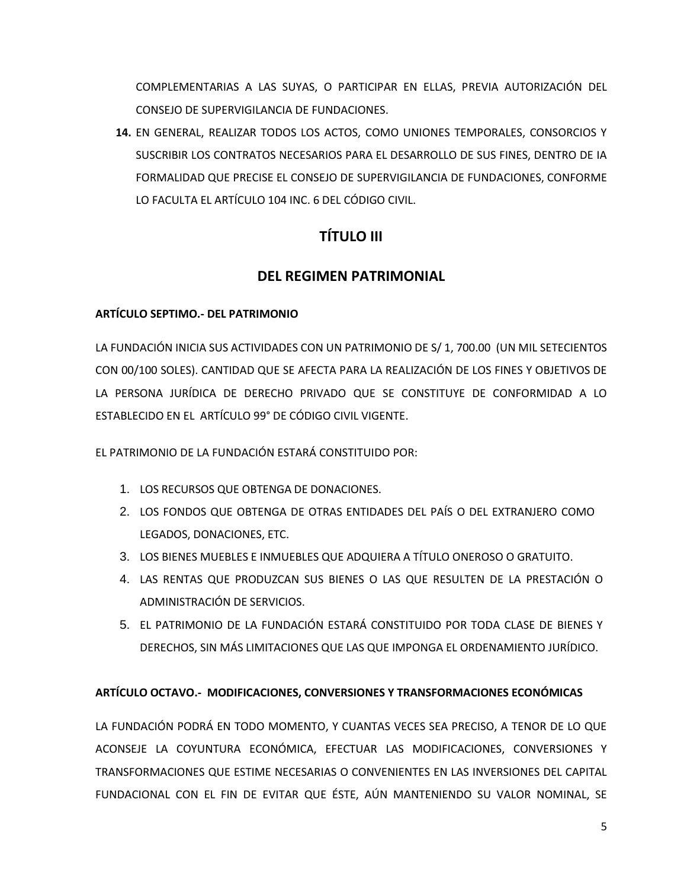COMPLEMENTARIAS A LAS SUYAS, O PARTICIPAR EN ELLAS, PREVIA AUTORIZACIÓN DEL CONSEJO DE SUPERVIGILANCIA DE FUNDACIONES.

14. EN GENERAL, REALIZAR TODOS LOS ACTOS, COMO UNIONES TEMPORALES, CONSORCIOS Y SUSCRIBIR LOS CONTRATOS NECESARIOS PARA EL DESARROLLO DE SUS FINES, DENTRO DE IA FORMALIDAD QUE PRECISE EL CONSEJO DE SUPERVIGILANCIA DE FUNDACIONES, CONFORME LO FACULTA EL ARTÍCULO 104 INC. 6 DEL CÓDIGO CIVIL.

## TÍTULO III

## DEL REGIMEN PATRIMONIAL

**ARTÍCULO SEPTIMO.- DEL PATRIMONIO**

LA FUNDACIÓN INICIA SUS ACTIVIDADES CON UN PATRIMONIO DE S/ 1, 700.00 (UN MIL SETECIENTOS CON 00/100 SOLES). CANTIDAD QUE SE AFECTA PARA LA REALIZACIÓN DE LOS FINES Y OBJETIVOS DE LA PERSONA JURÍDICA DE DERECHO PRIVADO QUE SE CONSTITUYE DE CONFORMIDAD A LO ESTABLECIDO EN EL ARTÍCULO 99° DE CÓDIGO CIVIL VIGENTE.

EL PATRIMONIO DE LA FUNDACIÓN ESTARÁ CONSTITUIDO POR:

1. LOS RECURSOS QUE OBTENGA DE DONACIONES.
2. LOS FONDOS QUE OBTENGA DE OTRAS ENTIDADES DEL PAÍS O DEL EXTRANJERO COMO LEGADOS, DONACIONES, ETC.
3. LOS BIENES MUEBLES E INMUEBLES QUE ADQUIERA A TÍTULO ONEROSO O GRATUITO.
4. LAS RENTAS QUE PRODUZCAN SUS BIENES O LAS QUE RESULTEN DE LA PRESTACIÓN O ADMINISTRACIÓN DE SERVICIOS.
5. EL PATRIMONIO DE LA FUNDACIÓN ESTARÁ CONSTITUIDO POR TODA CLASE DE BIENES Y DERECHOS, SIN MÁS LIMITACIONES QUE LAS QUE IMPONGA EL ORDENAMIENTO JURÍDICO.

**ARTÍCULO OCTAVO.- MODIFICACIONES, CONVERSIONES Y TRANSFORMACIONES ECONÓMICAS**

LA FUNDACIÓN PODRÁ EN TODO MOMENTO, Y CUANTAS VECES SEA PRECISO, A TENOR DE LO QUE ACONSEJE LA COYUNTURA ECONÓMICA, EFECTUAR LAS MODIFICACIONES, CONVERSIONES Y TRANSFORMACIONES QUE ESTIME NECESARIAS O CONVENIENTES EN LAS INVERSIONES DEL CAPITAL FUNDACIONAL CON EL FIN DE EVITAR QUE ÉSTE, AÚN MANTENIENDO SU VALOR NOMINAL, SE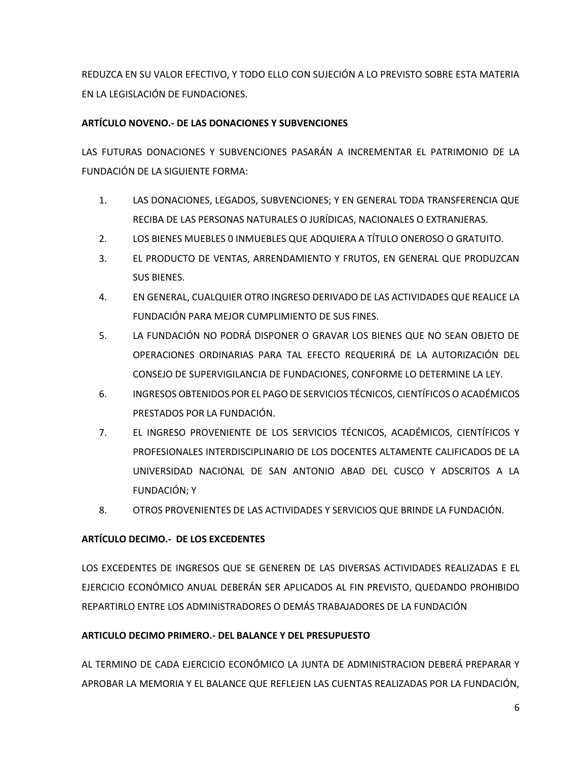REDUZCA EN SU VALOR EFECTIVO, Y TODO ELLO CON SUJECIÓN A LO PREVISTO SOBRE ESTA MATERIA EN LA LEGISLACIÓN DE FUNDACIONES.

**ARTÍCULO NOVENO.- DE LAS DONACIONES Y SUBVENCIONES**

LAS FUTURAS DONACIONES Y SUBVENCIONES PASARÁN A INCREMENTAR EL PATRIMONIO DE LA FUNDACIÓN DE LA SIGUIENTE FORMA:

1. LAS DONACIONES, LEGADOS, SUBVENCIONES; Y EN GENERAL TODA TRANSFERENCIA QUE RECIBA DE LAS PERSONAS NATURALES O JURÍDICAS, NACIONALES O EXTRANJERAS.
2. LOS BIENES MUEBLES 0 INMUEBLES QUE ADQUIERA A TÍTULO ONEROSO O GRATUITO.
3. EL PRODUCTO DE VENTAS, ARRENDAMIENTO Y FRUTOS, EN GENERAL QUE PRODUZCAN SUS BIENES.
4. EN GENERAL, CUALQUIER OTRO INGRESO DERIVADO DE LAS ACTIVIDADES QUE REALICE LA FUNDACIÓN PARA MEJOR CUMPLIMIENTO DE SUS FINES.
5. LA FUNDACIÓN NO PODRÁ DISPONER O GRAVAR LOS BIENES QUE NO SEAN OBJETO DE OPERACIONES ORDINARIAS PARA TAL EFECTO REQUERIRÁ DE LA AUTORIZACIÓN DEL CONSEJO DE SUPERVIGILANCIA DE FUNDACIONES, CONFORME LO DETERMINE LA LEY.
6. INGRESOS OBTENIDOS POR EL PAGO DE SERVICIOS TÉCNICOS, CIENTÍFICOS O ACADÉMICOS PRESTADOS POR LA FUNDACIÓN.
7. EL INGRESO PROVENIENTE DE LOS SERVICIOS TÉCNICOS, ACADÉMICOS, CIENTÍFICOS Y PROFESIONALES INTERDISCIPLINARIO DE LOS DOCENTES ALTAMENTE CALIFICADOS DE LA UNIVERSIDAD NACIONAL DE SAN ANTONIO ABAD DEL CUSCO Y ADSCRITOS A LA FUNDACIÓN; Y
8. OTROS PROVENIENTES DE LAS ACTIVIDADES Y SERVICIOS QUE BRINDE LA FUNDACIÓN.

**ARTÍCULO DECIMO.- DE LOS EXCEDENTES**

LOS EXCEDENTES DE INGRESOS QUE SE GENEREN DE LAS DIVERSAS ACTIVIDADES REALIZADAS E EL EJERCICIO ECONÓMICO ANUAL DEBERÁN SER APLICADOS AL FIN PREVISTO, QUEDANDO PROHIBIDO REPARTIRLO ENTRE LOS ADMINISTRADORES O DEMÁS TRABAJADORES DE LA FUNDACIÓN

**ARTICULO DECIMO PRIMERO.- DEL BALANCE Y DEL PRESUPUESTO**

AL TERMINO DE CADA EJERCICIO ECONÓMICO LA JUNTA DE ADMINISTRACION DEBERÁ PREPARAR Y APROBAR LA MEMORIA Y EL BALANCE QUE REFLEJEN LAS CUENTAS REALIZADAS POR LA FUNDACIÓN,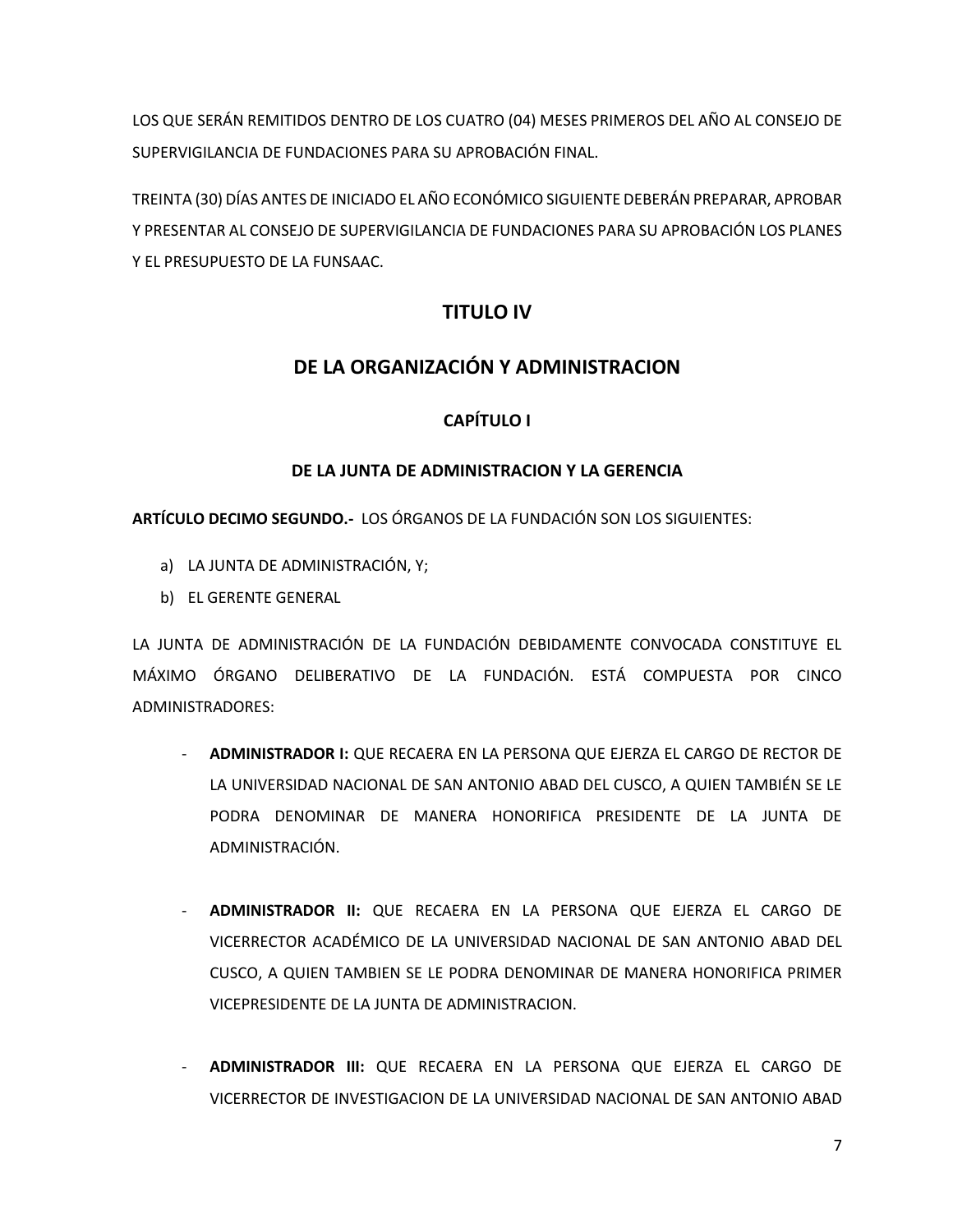LOS QUE SERÁN REMITIDOS DENTRO DE LOS CUATRO (04) MESES PRIMEROS DEL AÑO AL CONSEJO DE SUPERVIGILANCIA DE FUNDACIONES PARA SU APROBACIÓN FINAL.

TREINTA (30) DÍAS ANTES DE INICIADO EL AÑO ECONÓMICO SIGUIENTE DEBERÁN PREPARAR, APROBAR Y PRESENTAR AL CONSEJO DE SUPERVIGILANCIA DE FUNDACIONES PARA SU APROBACIÓN LOS PLANES Y EL PRESUPUESTO DE LA FUNSAAC.

# TITULO IV

# DE LA ORGANIZACIÓN Y ADMINISTRACION

## CAPÍTULO I

## DE LA JUNTA DE ADMINISTRACION Y LA GERENCIA

**ARTÍCULO DECIMO SEGUNDO.-** LOS ÓRGANOS DE LA FUNDACIÓN SON LOS SIGUIENTES:

a) LA JUNTA DE ADMINISTRACIÓN, Y;
b) EL GERENTE GENERAL

LA JUNTA DE ADMINISTRACIÓN DE LA FUNDACIÓN DEBIDAMENTE CONVOCADA CONSTITUYE EL MÁXIMO ÓRGANO DELIBERATIVO DE LA FUNDACIÓN. ESTÁ COMPUESTA POR CINCO ADMINISTRADORES:

- **ADMINISTRADOR I:** QUE RECAERA EN LA PERSONA QUE EJERZA EL CARGO DE RECTOR DE LA UNIVERSIDAD NACIONAL DE SAN ANTONIO ABAD DEL CUSCO, A QUIEN TAMBIÉN SE LE PODRA DENOMINAR DE MANERA HONORIFICA PRESIDENTE DE LA JUNTA DE ADMINISTRACIÓN.

- **ADMINISTRADOR II:** QUE RECAERA EN LA PERSONA QUE EJERZA EL CARGO DE VICERRECTOR ACADÉMICO DE LA UNIVERSIDAD NACIONAL DE SAN ANTONIO ABAD DEL CUSCO, A QUIEN TAMBIEN SE LE PODRA DENOMINAR DE MANERA HONORIFICA PRIMER VICEPRESIDENTE DE LA JUNTA DE ADMINISTRACION.

- **ADMINISTRADOR III:** QUE RECAERA EN LA PERSONA QUE EJERZA EL CARGO DE VICERRECTOR DE INVESTIGACION DE LA UNIVERSIDAD NACIONAL DE SAN ANTONIO ABAD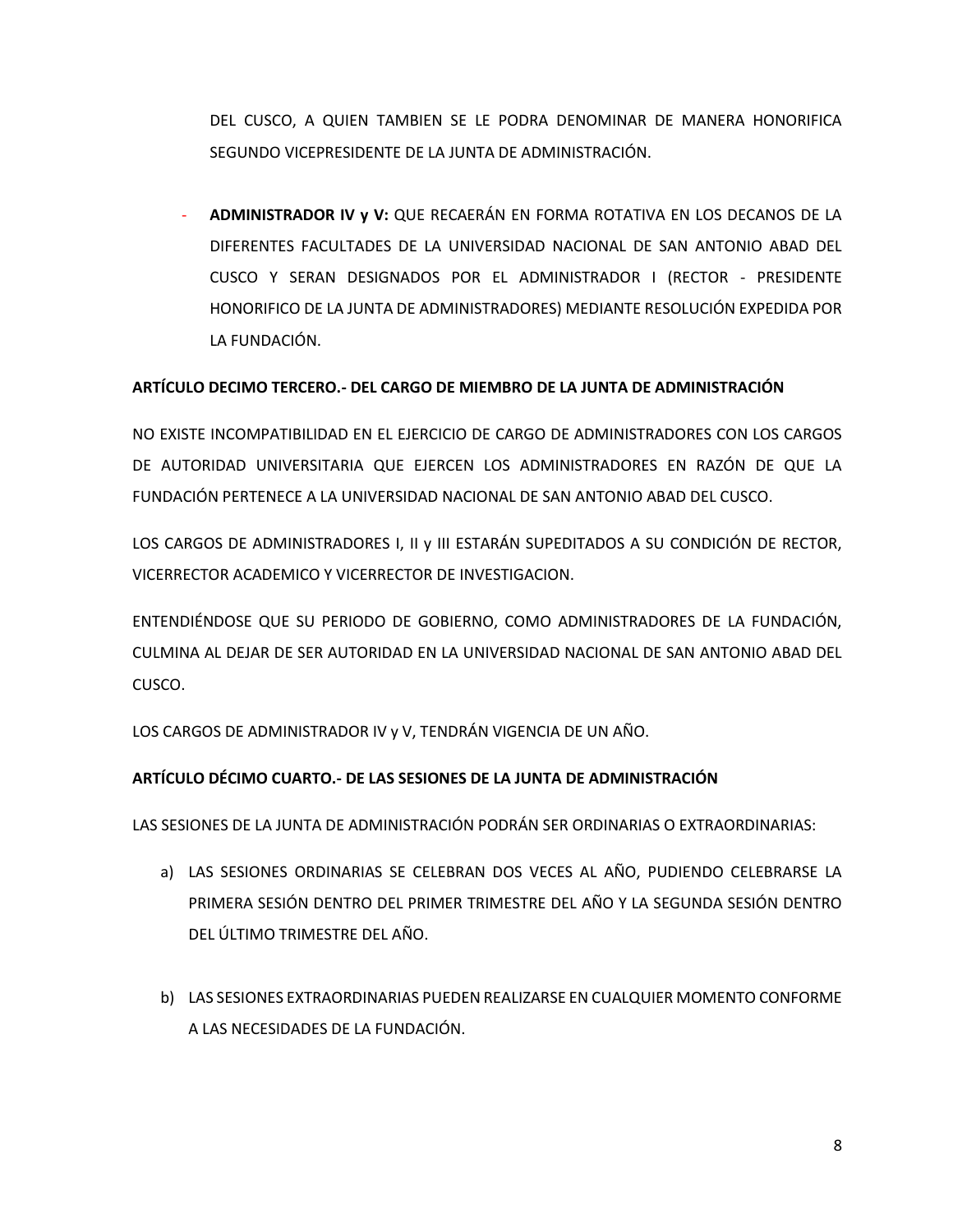DEL CUSCO, A QUIEN TAMBIEN SE LE PODRA DENOMINAR DE MANERA HONORIFICA SEGUNDO VICEPRESIDENTE DE LA JUNTA DE ADMINISTRACIÓN.

- **ADMINISTRADOR IV y V:** QUE RECAERÁN EN FORMA ROTATIVA EN LOS DECANOS DE LA DIFERENTES FACULTADES DE LA UNIVERSIDAD NACIONAL DE SAN ANTONIO ABAD DEL CUSCO Y SERAN DESIGNADOS POR EL ADMINISTRADOR I (RECTOR - PRESIDENTE HONORIFICO DE LA JUNTA DE ADMINISTRADORES) MEDIANTE RESOLUCIÓN EXPEDIDA POR LA FUNDACIÓN.

**ARTÍCULO DECIMO TERCERO.- DEL CARGO DE MIEMBRO DE LA JUNTA DE ADMINISTRACIÓN**

NO EXISTE INCOMPATIBILIDAD EN EL EJERCICIO DE CARGO DE ADMINISTRADORES CON LOS CARGOS DE AUTORIDAD UNIVERSITARIA QUE EJERCEN LOS ADMINISTRADORES EN RAZÓN DE QUE LA FUNDACIÓN PERTENECE A LA UNIVERSIDAD NACIONAL DE SAN ANTONIO ABAD DEL CUSCO.

LOS CARGOS DE ADMINISTRADORES I, II y III ESTARÁN SUPEDITADOS A SU CONDICIÓN DE RECTOR, VICERRECTOR ACADEMICO Y VICERRECTOR DE INVESTIGACION.

ENTENDIÉNDOSE QUE SU PERIODO DE GOBIERNO, COMO ADMINISTRADORES DE LA FUNDACIÓN, CULMINA AL DEJAR DE SER AUTORIDAD EN LA UNIVERSIDAD NACIONAL DE SAN ANTONIO ABAD DEL CUSCO.

LOS CARGOS DE ADMINISTRADOR IV y V, TENDRÁN VIGENCIA DE UN AÑO.

**ARTÍCULO DÉCIMO CUARTO.- DE LAS SESIONES DE LA JUNTA DE ADMINISTRACIÓN**

LAS SESIONES DE LA JUNTA DE ADMINISTRACIÓN PODRÁN SER ORDINARIAS O EXTRAORDINARIAS:

a) LAS SESIONES ORDINARIAS SE CELEBRAN DOS VECES AL AÑO, PUDIENDO CELEBRARSE LA PRIMERA SESIÓN DENTRO DEL PRIMER TRIMESTRE DEL AÑO Y LA SEGUNDA SESIÓN DENTRO DEL ÚLTIMO TRIMESTRE DEL AÑO.

b) LAS SESIONES EXTRAORDINARIAS PUEDEN REALIZARSE EN CUALQUIER MOMENTO CONFORME A LAS NECESIDADES DE LA FUNDACIÓN.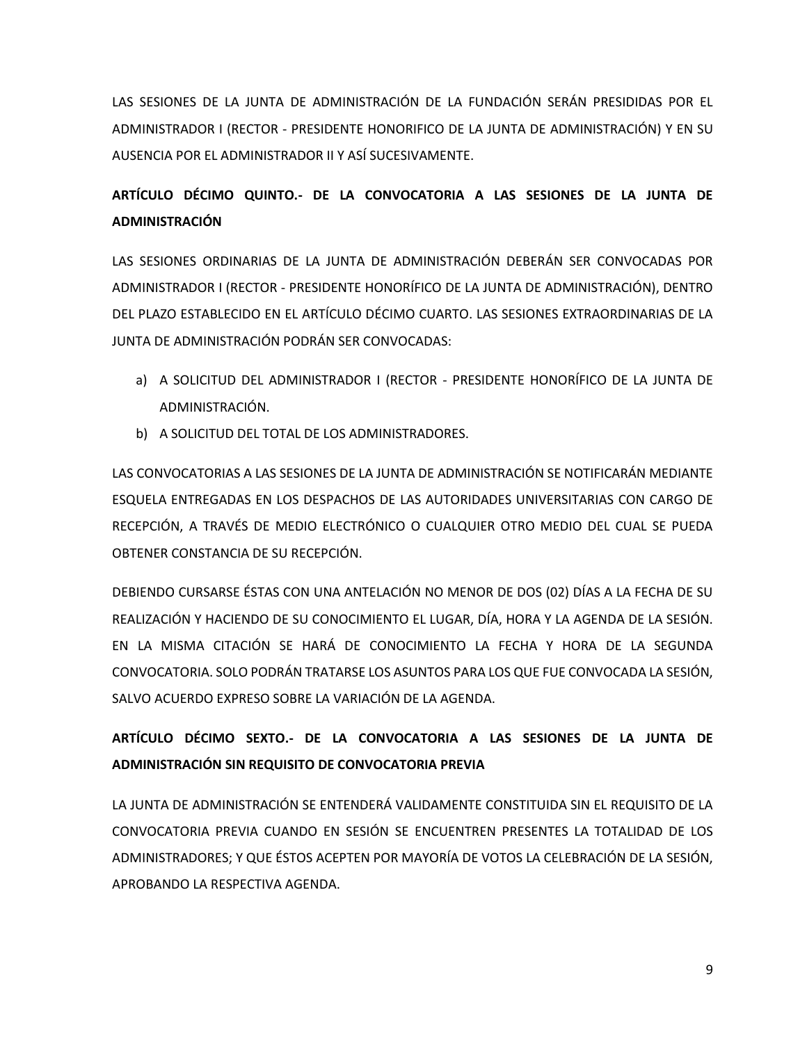LAS SESIONES DE LA JUNTA DE ADMINISTRACIÓN DE LA FUNDACIÓN SERÁN PRESIDIDAS POR EL ADMINISTRADOR I (RECTOR - PRESIDENTE HONORIFICO DE LA JUNTA DE ADMINISTRACIÓN) Y EN SU AUSENCIA POR EL ADMINISTRADOR II Y ASÍ SUCESIVAMENTE.

**ARTÍCULO DÉCIMO QUINTO.- DE LA CONVOCATORIA A LAS SESIONES DE LA JUNTA DE ADMINISTRACIÓN**

LAS SESIONES ORDINARIAS DE LA JUNTA DE ADMINISTRACIÓN DEBERÁN SER CONVOCADAS POR ADMINISTRADOR I (RECTOR - PRESIDENTE HONORÍFICO DE LA JUNTA DE ADMINISTRACIÓN), DENTRO DEL PLAZO ESTABLECIDO EN EL ARTÍCULO DÉCIMO CUARTO. LAS SESIONES EXTRAORDINARIAS DE LA JUNTA DE ADMINISTRACIÓN PODRÁN SER CONVOCADAS:

a) A SOLICITUD DEL ADMINISTRADOR I (RECTOR - PRESIDENTE HONORÍFICO DE LA JUNTA DE ADMINISTRACIÓN.
b) A SOLICITUD DEL TOTAL DE LOS ADMINISTRADORES.

LAS CONVOCATORIAS A LAS SESIONES DE LA JUNTA DE ADMINISTRACIÓN SE NOTIFICARÁN MEDIANTE ESQUELA ENTREGADAS EN LOS DESPACHOS DE LAS AUTORIDADES UNIVERSITARIAS CON CARGO DE RECEPCIÓN, A TRAVÉS DE MEDIO ELECTRÓNICO O CUALQUIER OTRO MEDIO DEL CUAL SE PUEDA OBTENER CONSTANCIA DE SU RECEPCIÓN.

DEBIENDO CURSARSE ÉSTAS CON UNA ANTELACIÓN NO MENOR DE DOS (02) DÍAS A LA FECHA DE SU REALIZACIÓN Y HACIENDO DE SU CONOCIMIENTO EL LUGAR, DÍA, HORA Y LA AGENDA DE LA SESIÓN. EN LA MISMA CITACIÓN SE HARÁ DE CONOCIMIENTO LA FECHA Y HORA DE LA SEGUNDA CONVOCATORIA. SOLO PODRÁN TRATARSE LOS ASUNTOS PARA LOS QUE FUE CONVOCADA LA SESIÓN, SALVO ACUERDO EXPRESO SOBRE LA VARIACIÓN DE LA AGENDA.

**ARTÍCULO DÉCIMO SEXTO.- DE LA CONVOCATORIA A LAS SESIONES DE LA JUNTA DE ADMINISTRACIÓN SIN REQUISITO DE CONVOCATORIA PREVIA**

LA JUNTA DE ADMINISTRACIÓN SE ENTENDERÁ VALIDAMENTE CONSTITUIDA SIN EL REQUISITO DE LA CONVOCATORIA PREVIA CUANDO EN SESIÓN SE ENCUENTREN PRESENTES LA TOTALIDAD DE LOS ADMINISTRADORES; Y QUE ÉSTOS ACEPTEN POR MAYORÍA DE VOTOS LA CELEBRACIÓN DE LA SESIÓN, APROBANDO LA RESPECTIVA AGENDA.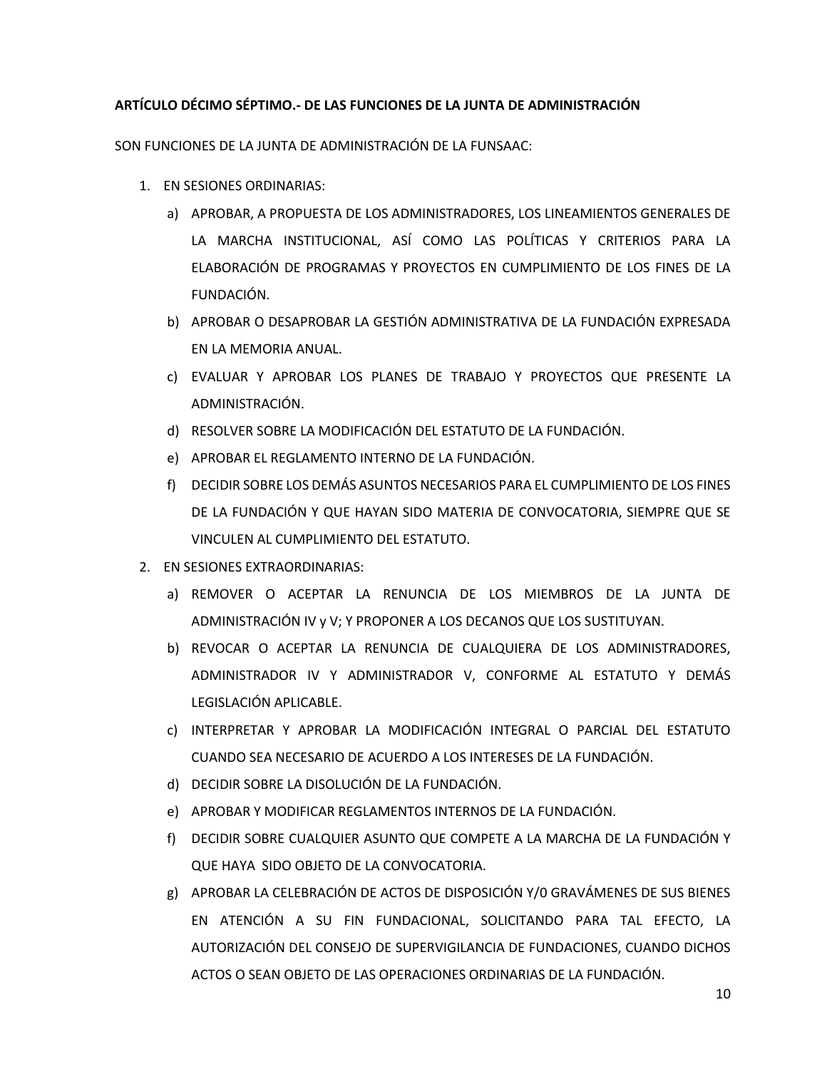**ARTÍCULO DÉCIMO SÉPTIMO.- DE LAS FUNCIONES DE LA JUNTA DE ADMINISTRACIÓN**

SON FUNCIONES DE LA JUNTA DE ADMINISTRACIÓN DE LA FUNSAAC:

1. EN SESIONES ORDINARIAS:
   a) APROBAR, A PROPUESTA DE LOS ADMINISTRADORES, LOS LINEAMIENTOS GENERALES DE LA MARCHA INSTITUCIONAL, ASÍ COMO LAS POLÍTICAS Y CRITERIOS PARA LA ELABORACIÓN DE PROGRAMAS Y PROYECTOS EN CUMPLIMIENTO DE LOS FINES DE LA FUNDACIÓN.
   b) APROBAR O DESAPROBAR LA GESTIÓN ADMINISTRATIVA DE LA FUNDACIÓN EXPRESADA EN LA MEMORIA ANUAL.
   c) EVALUAR Y APROBAR LOS PLANES DE TRABAJO Y PROYECTOS QUE PRESENTE LA ADMINISTRACIÓN.
   d) RESOLVER SOBRE LA MODIFICACIÓN DEL ESTATUTO DE LA FUNDACIÓN.
   e) APROBAR EL REGLAMENTO INTERNO DE LA FUNDACIÓN.
   f) DECIDIR SOBRE LOS DEMÁS ASUNTOS NECESARIOS PARA EL CUMPLIMIENTO DE LOS FINES DE LA FUNDACIÓN Y QUE HAYAN SIDO MATERIA DE CONVOCATORIA, SIEMPRE QUE SE VINCULEN AL CUMPLIMIENTO DEL ESTATUTO.
2. EN SESIONES EXTRAORDINARIAS:
   a) REMOVER O ACEPTAR LA RENUNCIA DE LOS MIEMBROS DE LA JUNTA DE ADMINISTRACIÓN IV y V; Y PROPONER A LOS DECANOS QUE LOS SUSTITUYAN.
   b) REVOCAR O ACEPTAR LA RENUNCIA DE CUALQUIERA DE LOS ADMINISTRADORES, ADMINISTRADOR IV Y ADMINISTRADOR V, CONFORME AL ESTATUTO Y DEMÁS LEGISLACIÓN APLICABLE.
   c) INTERPRETAR Y APROBAR LA MODIFICACIÓN INTEGRAL O PARCIAL DEL ESTATUTO CUANDO SEA NECESARIO DE ACUERDO A LOS INTERESES DE LA FUNDACIÓN.
   d) DECIDIR SOBRE LA DISOLUCIÓN DE LA FUNDACIÓN.
   e) APROBAR Y MODIFICAR REGLAMENTOS INTERNOS DE LA FUNDACIÓN.
   f) DECIDIR SOBRE CUALQUIER ASUNTO QUE COMPETE A LA MARCHA DE LA FUNDACIÓN Y QUE HAYA SIDO OBJETO DE LA CONVOCATORIA.
   g) APROBAR LA CELEBRACIÓN DE ACTOS DE DISPOSICIÓN Y/0 GRAVÁMENES DE SUS BIENES EN ATENCIÓN A SU FIN FUNDACIONAL, SOLICITANDO PARA TAL EFECTO, LA AUTORIZACIÓN DEL CONSEJO DE SUPERVIGILANCIA DE FUNDACIONES, CUANDO DICHOS ACTOS O SEAN OBJETO DE LAS OPERACIONES ORDINARIAS DE LA FUNDACIÓN.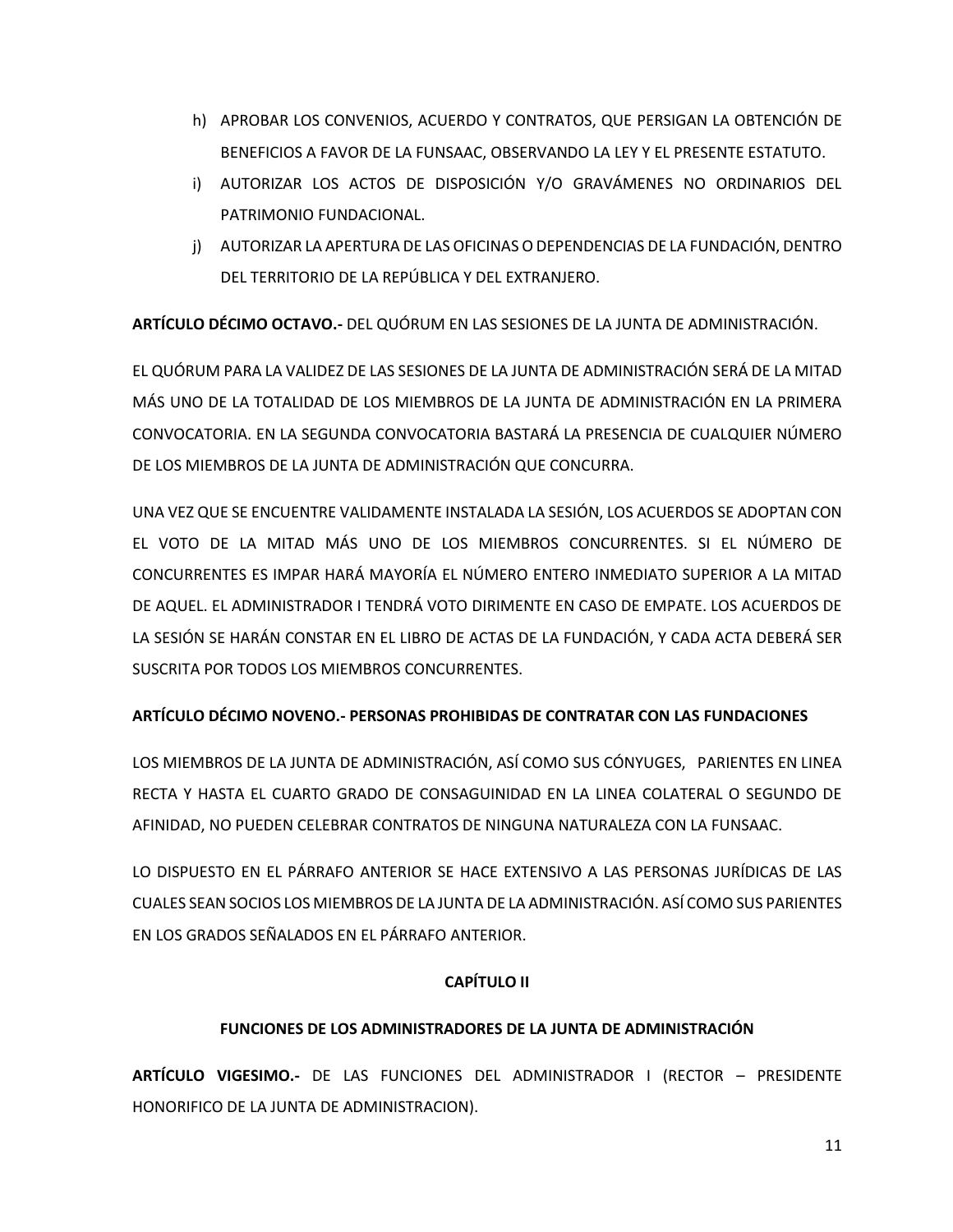h) APROBAR LOS CONVENIOS, ACUERDO Y CONTRATOS, QUE PERSIGAN LA OBTENCIÓN DE BENEFICIOS A FAVOR DE LA FUNSAAC, OBSERVANDO LA LEY Y EL PRESENTE ESTATUTO.
i) AUTORIZAR LOS ACTOS DE DISPOSICIÓN Y/O GRAVÁMENES NO ORDINARIOS DEL PATRIMONIO FUNDACIONAL.
j) AUTORIZAR LA APERTURA DE LAS OFICINAS O DEPENDENCIAS DE LA FUNDACIÓN, DENTRO DEL TERRITORIO DE LA REPÚBLICA Y DEL EXTRANJERO.

**ARTÍCULO DÉCIMO OCTAVO.-** DEL QUÓRUM EN LAS SESIONES DE LA JUNTA DE ADMINISTRACIÓN.

EL QUÓRUM PARA LA VALIDEZ DE LAS SESIONES DE LA JUNTA DE ADMINISTRACIÓN SERÁ DE LA MITAD MÁS UNO DE LA TOTALIDAD DE LOS MIEMBROS DE LA JUNTA DE ADMINISTRACIÓN EN LA PRIMERA CONVOCATORIA. EN LA SEGUNDA CONVOCATORIA BASTARÁ LA PRESENCIA DE CUALQUIER NÚMERO DE LOS MIEMBROS DE LA JUNTA DE ADMINISTRACIÓN QUE CONCURRA.

UNA VEZ QUE SE ENCUENTRE VALIDAMENTE INSTALADA LA SESIÓN, LOS ACUERDOS SE ADOPTAN CON EL VOTO DE LA MITAD MÁS UNO DE LOS MIEMBROS CONCURRENTES. SI EL NÚMERO DE CONCURRENTES ES IMPAR HARÁ MAYORÍA EL NÚMERO ENTERO INMEDIATO SUPERIOR A LA MITAD DE AQUEL. EL ADMINISTRADOR I TENDRÁ VOTO DIRIMENTE EN CASO DE EMPATE. LOS ACUERDOS DE LA SESIÓN SE HARÁN CONSTAR EN EL LIBRO DE ACTAS DE LA FUNDACIÓN, Y CADA ACTA DEBERÁ SER SUSCRITA POR TODOS LOS MIEMBROS CONCURRENTES.

**ARTÍCULO DÉCIMO NOVENO.- PERSONAS PROHIBIDAS DE CONTRATAR CON LAS FUNDACIONES**

LOS MIEMBROS DE LA JUNTA DE ADMINISTRACIÓN, ASÍ COMO SUS CÓNYUGES, PARIENTES EN LINEA RECTA Y HASTA EL CUARTO GRADO DE CONSAGUINIDAD EN LA LINEA COLATERAL O SEGUNDO DE AFINIDAD, NO PUEDEN CELEBRAR CONTRATOS DE NINGUNA NATURALEZA CON LA FUNSAAC.

LO DISPUESTO EN EL PÁRRAFO ANTERIOR SE HACE EXTENSIVO A LAS PERSONAS JURÍDICAS DE LAS CUALES SEAN SOCIOS LOS MIEMBROS DE LA JUNTA DE LA ADMINISTRACIÓN. ASÍ COMO SUS PARIENTES EN LOS GRADOS SEÑALADOS EN EL PÁRRAFO ANTERIOR.

## CAPÍTULO II

## FUNCIONES DE LOS ADMINISTRADORES DE LA JUNTA DE ADMINISTRACIÓN

**ARTÍCULO VIGESIMO.-** DE LAS FUNCIONES DEL ADMINISTRADOR I (RECTOR – PRESIDENTE HONORIFICO DE LA JUNTA DE ADMINISTRACION).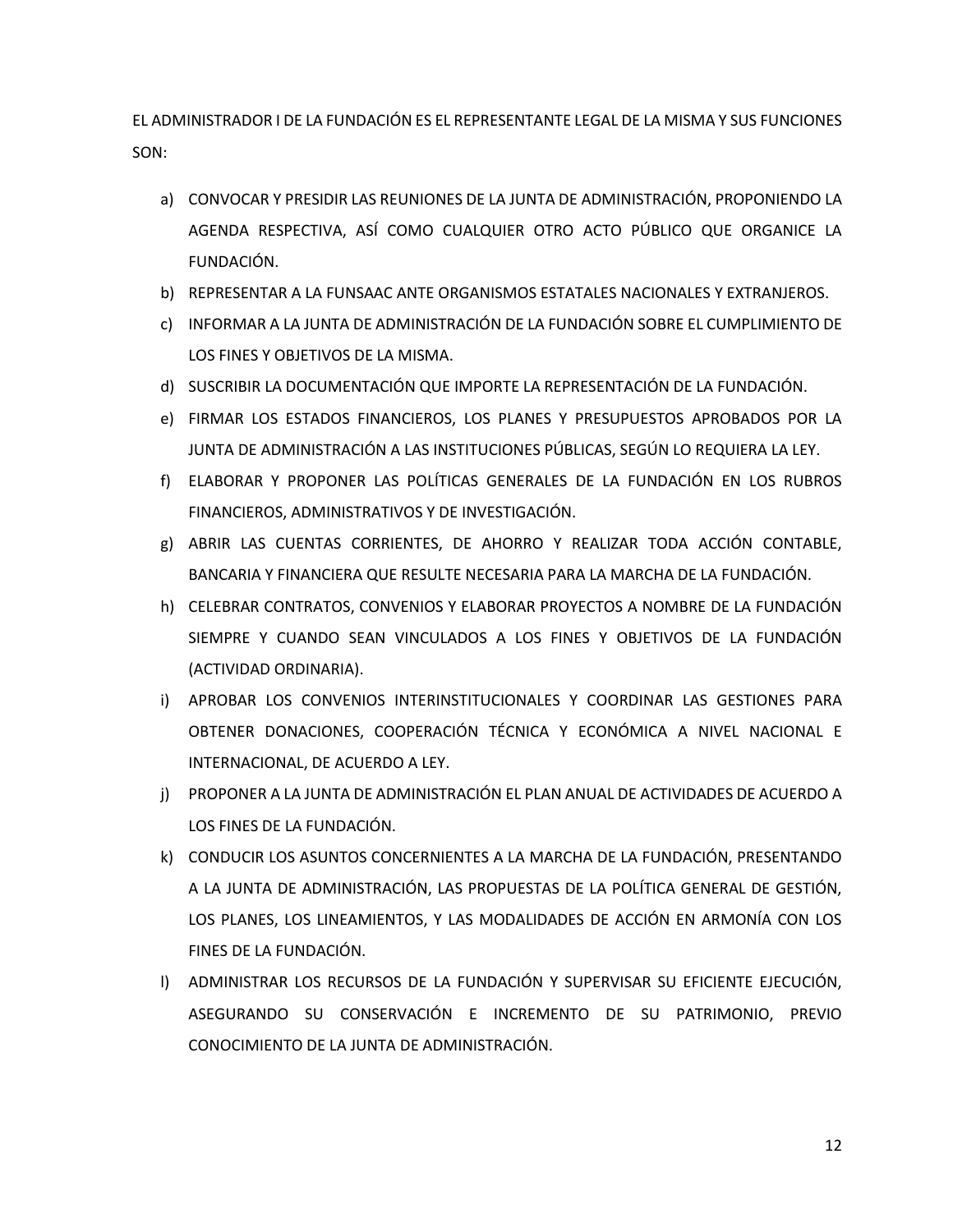EL ADMINISTRADOR I DE LA FUNDACIÓN ES EL REPRESENTANTE LEGAL DE LA MISMA Y SUS FUNCIONES SON:

a) CONVOCAR Y PRESIDIR LAS REUNIONES DE LA JUNTA DE ADMINISTRACIÓN, PROPONIENDO LA AGENDA RESPECTIVA, ASÍ COMO CUALQUIER OTRO ACTO PÚBLICO QUE ORGANICE LA FUNDACIÓN.
b) REPRESENTAR A LA FUNSAAC ANTE ORGANISMOS ESTATALES NACIONALES Y EXTRANJEROS.
c) INFORMAR A LA JUNTA DE ADMINISTRACIÓN DE LA FUNDACIÓN SOBRE EL CUMPLIMIENTO DE LOS FINES Y OBJETIVOS DE LA MISMA.
d) SUSCRIBIR LA DOCUMENTACIÓN QUE IMPORTE LA REPRESENTACIÓN DE LA FUNDACIÓN.
e) FIRMAR LOS ESTADOS FINANCIEROS, LOS PLANES Y PRESUPUESTOS APROBADOS POR LA JUNTA DE ADMINISTRACIÓN A LAS INSTITUCIONES PÚBLICAS, SEGÚN LO REQUIERA LA LEY.
f) ELABORAR Y PROPONER LAS POLÍTICAS GENERALES DE LA FUNDACIÓN EN LOS RUBROS FINANCIEROS, ADMINISTRATIVOS Y DE INVESTIGACIÓN.
g) ABRIR LAS CUENTAS CORRIENTES, DE AHORRO Y REALIZAR TODA ACCIÓN CONTABLE, BANCARIA Y FINANCIERA QUE RESULTE NECESARIA PARA LA MARCHA DE LA FUNDACIÓN.
h) CELEBRAR CONTRATOS, CONVENIOS Y ELABORAR PROYECTOS A NOMBRE DE LA FUNDACIÓN SIEMPRE Y CUANDO SEAN VINCULADOS A LOS FINES Y OBJETIVOS DE LA FUNDACIÓN (ACTIVIDAD ORDINARIA).
i) APROBAR LOS CONVENIOS INTERINSTITUCIONALES Y COORDINAR LAS GESTIONES PARA OBTENER DONACIONES, COOPERACIÓN TÉCNICA Y ECONÓMICA A NIVEL NACIONAL E INTERNACIONAL, DE ACUERDO A LEY.
j) PROPONER A LA JUNTA DE ADMINISTRACIÓN EL PLAN ANUAL DE ACTIVIDADES DE ACUERDO A LOS FINES DE LA FUNDACIÓN.
k) CONDUCIR LOS ASUNTOS CONCERNIENTES A LA MARCHA DE LA FUNDACIÓN, PRESENTANDO A LA JUNTA DE ADMINISTRACIÓN, LAS PROPUESTAS DE LA POLÍTICA GENERAL DE GESTIÓN, LOS PLANES, LOS LINEAMIENTOS, Y LAS MODALIDADES DE ACCIÓN EN ARMONÍA CON LOS FINES DE LA FUNDACIÓN.
l) ADMINISTRAR LOS RECURSOS DE LA FUNDACIÓN Y SUPERVISAR SU EFICIENTE EJECUCIÓN, ASEGURANDO SU CONSERVACIÓN E INCREMENTO DE SU PATRIMONIO, PREVIO CONOCIMIENTO DE LA JUNTA DE ADMINISTRACIÓN.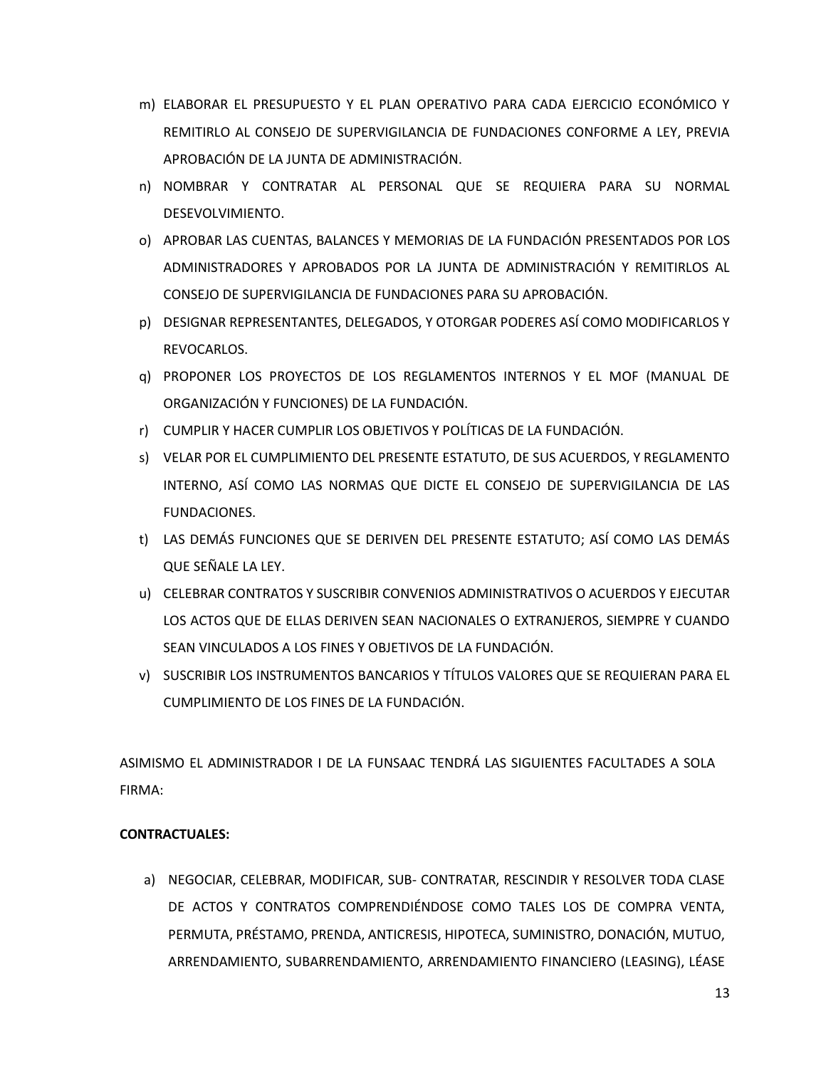m) ELABORAR EL PRESUPUESTO Y EL PLAN OPERATIVO PARA CADA EJERCICIO ECONÓMICO Y REMITIRLO AL CONSEJO DE SUPERVIGILANCIA DE FUNDACIONES CONFORME A LEY, PREVIA APROBACIÓN DE LA JUNTA DE ADMINISTRACIÓN.
n) NOMBRAR Y CONTRATAR AL PERSONAL QUE SE REQUIERA PARA SU NORMAL DESEVOLVIMIENTO.
o) APROBAR LAS CUENTAS, BALANCES Y MEMORIAS DE LA FUNDACIÓN PRESENTADOS POR LOS ADMINISTRADORES Y APROBADOS POR LA JUNTA DE ADMINISTRACIÓN Y REMITIRLOS AL CONSEJO DE SUPERVIGILANCIA DE FUNDACIONES PARA SU APROBACIÓN.
p) DESIGNAR REPRESENTANTES, DELEGADOS, Y OTORGAR PODERES ASÍ COMO MODIFICARLOS Y REVOCARLOS.
q) PROPONER LOS PROYECTOS DE LOS REGLAMENTOS INTERNOS Y EL MOF (MANUAL DE ORGANIZACIÓN Y FUNCIONES) DE LA FUNDACIÓN.
r) CUMPLIR Y HACER CUMPLIR LOS OBJETIVOS Y POLÍTICAS DE LA FUNDACIÓN.
s) VELAR POR EL CUMPLIMIENTO DEL PRESENTE ESTATUTO, DE SUS ACUERDOS, Y REGLAMENTO INTERNO, ASÍ COMO LAS NORMAS QUE DICTE EL CONSEJO DE SUPERVIGILANCIA DE LAS FUNDACIONES.
t) LAS DEMÁS FUNCIONES QUE SE DERIVEN DEL PRESENTE ESTATUTO; ASÍ COMO LAS DEMÁS QUE SEÑALE LA LEY.
u) CELEBRAR CONTRATOS Y SUSCRIBIR CONVENIOS ADMINISTRATIVOS O ACUERDOS Y EJECUTAR LOS ACTOS QUE DE ELLAS DERIVEN SEAN NACIONALES O EXTRANJEROS, SIEMPRE Y CUANDO SEAN VINCULADOS A LOS FINES Y OBJETIVOS DE LA FUNDACIÓN.
v) SUSCRIBIR LOS INSTRUMENTOS BANCARIOS Y TÍTULOS VALORES QUE SE REQUIERAN PARA EL CUMPLIMIENTO DE LOS FINES DE LA FUNDACIÓN.

ASIMISMO EL ADMINISTRADOR I DE LA FUNSAAC TENDRÁ LAS SIGUIENTES FACULTADES A SOLA FIRMA:

**CONTRACTUALES:**

a) NEGOCIAR, CELEBRAR, MODIFICAR, SUB- CONTRATAR, RESCINDIR Y RESOLVER TODA CLASE DE ACTOS Y CONTRATOS COMPRENDIÉNDOSE COMO TALES LOS DE COMPRA VENTA, PERMUTA, PRÉSTAMO, PRENDA, ANTICRESIS, HIPOTECA, SUMINISTRO, DONACIÓN, MUTUO, ARRENDAMIENTO, SUBARRENDAMIENTO, ARRENDAMIENTO FINANCIERO (LEASING), LÉASE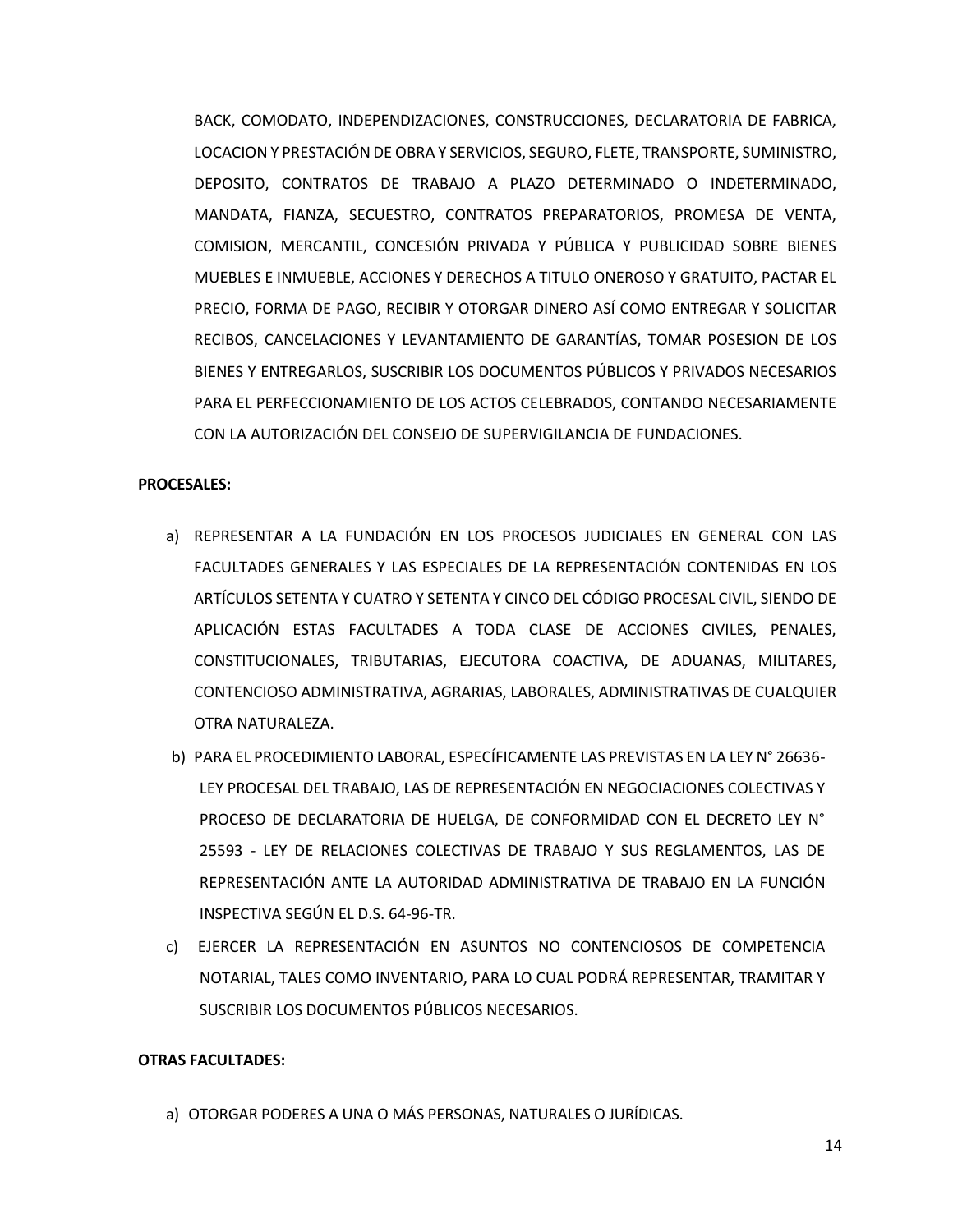BACK, COMODATO, INDEPENDIZACIONES, CONSTRUCCIONES, DECLARATORIA DE FABRICA, LOCACION Y PRESTACIÓN DE OBRA Y SERVICIOS, SEGURO, FLETE, TRANSPORTE, SUMINISTRO, DEPOSITO, CONTRATOS DE TRABAJO A PLAZO DETERMINADO O INDETERMINADO, MANDATA, FIANZA, SECUESTRO, CONTRATOS PREPARATORIOS, PROMESA DE VENTA, COMISION, MERCANTIL, CONCESIÓN PRIVADA Y PÚBLICA Y PUBLICIDAD SOBRE BIENES MUEBLES E INMUEBLE, ACCIONES Y DERECHOS A TITULO ONEROSO Y GRATUITO, PACTAR EL PRECIO, FORMA DE PAGO, RECIBIR Y OTORGAR DINERO ASÍ COMO ENTREGAR Y SOLICITAR RECIBOS, CANCELACIONES Y LEVANTAMIENTO DE GARANTÍAS, TOMAR POSESION DE LOS BIENES Y ENTREGARLOS, SUSCRIBIR LOS DOCUMENTOS PÚBLICOS Y PRIVADOS NECESARIOS PARA EL PERFECCIONAMIENTO DE LOS ACTOS CELEBRADOS, CONTANDO NECESARIAMENTE CON LA AUTORIZACIÓN DEL CONSEJO DE SUPERVIGILANCIA DE FUNDACIONES.

**PROCESALES:**

a) REPRESENTAR A LA FUNDACIÓN EN LOS PROCESOS JUDICIALES EN GENERAL CON LAS FACULTADES GENERALES Y LAS ESPECIALES DE LA REPRESENTACIÓN CONTENIDAS EN LOS ARTÍCULOS SETENTA Y CUATRO Y SETENTA Y CINCO DEL CÓDIGO PROCESAL CIVIL, SIENDO DE APLICACIÓN ESTAS FACULTADES A TODA CLASE DE ACCIONES CIVILES, PENALES, CONSTITUCIONALES, TRIBUTARIAS, EJECUTORA COACTIVA, DE ADUANAS, MILITARES, CONTENCIOSO ADMINISTRATIVA, AGRARIAS, LABORALES, ADMINISTRATIVAS DE CUALQUIER OTRA NATURALEZA.

b) PARA EL PROCEDIMIENTO LABORAL, ESPECÍFICAMENTE LAS PREVISTAS EN LA LEY N° 26636-LEY PROCESAL DEL TRABAJO, LAS DE REPRESENTACIÓN EN NEGOCIACIONES COLECTIVAS Y PROCESO DE DECLARATORIA DE HUELGA, DE CONFORMIDAD CON EL DECRETO LEY N° 25593 - LEY DE RELACIONES COLECTIVAS DE TRABAJO Y SUS REGLAMENTOS, LAS DE REPRESENTACIÓN ANTE LA AUTORIDAD ADMINISTRATIVA DE TRABAJO EN LA FUNCIÓN INSPECTIVA SEGÚN EL D.S. 64-96-TR.

c) EJERCER LA REPRESENTACIÓN EN ASUNTOS NO CONTENCIOSOS DE COMPETENCIA NOTARIAL, TALES COMO INVENTARIO, PARA LO CUAL PODRÁ REPRESENTAR, TRAMITAR Y SUSCRIBIR LOS DOCUMENTOS PÚBLICOS NECESARIOS.

**OTRAS FACULTADES:**

a) OTORGAR PODERES A UNA O MÁS PERSONAS, NATURALES O JURÍDICAS.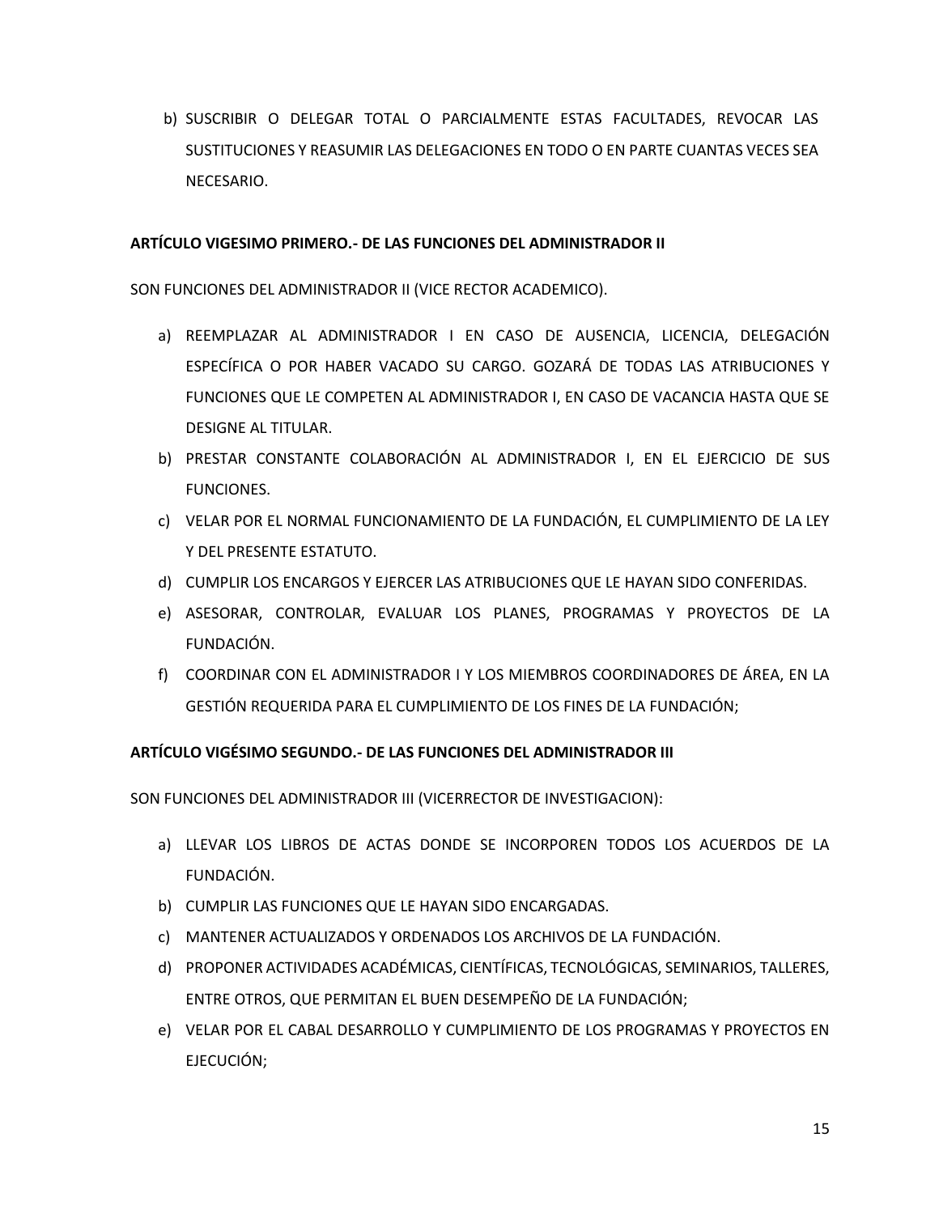b) SUSCRIBIR O DELEGAR TOTAL O PARCIALMENTE ESTAS FACULTADES, REVOCAR LAS SUSTITUCIONES Y REASUMIR LAS DELEGACIONES EN TODO O EN PARTE CUANTAS VECES SEA NECESARIO.

**ARTÍCULO VIGESIMO PRIMERO.- DE LAS FUNCIONES DEL ADMINISTRADOR II**

SON FUNCIONES DEL ADMINISTRADOR II (VICE RECTOR ACADEMICO).

a) REEMPLAZAR AL ADMINISTRADOR I EN CASO DE AUSENCIA, LICENCIA, DELEGACIÓN ESPECÍFICA O POR HABER VACADO SU CARGO. GOZARÁ DE TODAS LAS ATRIBUCIONES Y FUNCIONES QUE LE COMPETEN AL ADMINISTRADOR I, EN CASO DE VACANCIA HASTA QUE SE DESIGNE AL TITULAR.
b) PRESTAR CONSTANTE COLABORACIÓN AL ADMINISTRADOR I, EN EL EJERCICIO DE SUS FUNCIONES.
c) VELAR POR EL NORMAL FUNCIONAMIENTO DE LA FUNDACIÓN, EL CUMPLIMIENTO DE LA LEY Y DEL PRESENTE ESTATUTO.
d) CUMPLIR LOS ENCARGOS Y EJERCER LAS ATRIBUCIONES QUE LE HAYAN SIDO CONFERIDAS.
e) ASESORAR, CONTROLAR, EVALUAR LOS PLANES, PROGRAMAS Y PROYECTOS DE LA FUNDACIÓN.
f) COORDINAR CON EL ADMINISTRADOR I Y LOS MIEMBROS COORDINADORES DE ÁREA, EN LA GESTIÓN REQUERIDA PARA EL CUMPLIMIENTO DE LOS FINES DE LA FUNDACIÓN;

**ARTÍCULO VIGÉSIMO SEGUNDO.- DE LAS FUNCIONES DEL ADMINISTRADOR III**

SON FUNCIONES DEL ADMINISTRADOR III (VICERRECTOR DE INVESTIGACION):

a) LLEVAR LOS LIBROS DE ACTAS DONDE SE INCORPOREN TODOS LOS ACUERDOS DE LA FUNDACIÓN.
b) CUMPLIR LAS FUNCIONES QUE LE HAYAN SIDO ENCARGADAS.
c) MANTENER ACTUALIZADOS Y ORDENADOS LOS ARCHIVOS DE LA FUNDACIÓN.
d) PROPONER ACTIVIDADES ACADÉMICAS, CIENTÍFICAS, TECNOLÓGICAS, SEMINARIOS, TALLERES, ENTRE OTROS, QUE PERMITAN EL BUEN DESEMPEÑO DE LA FUNDACIÓN;
e) VELAR POR EL CABAL DESARROLLO Y CUMPLIMIENTO DE LOS PROGRAMAS Y PROYECTOS EN EJECUCIÓN;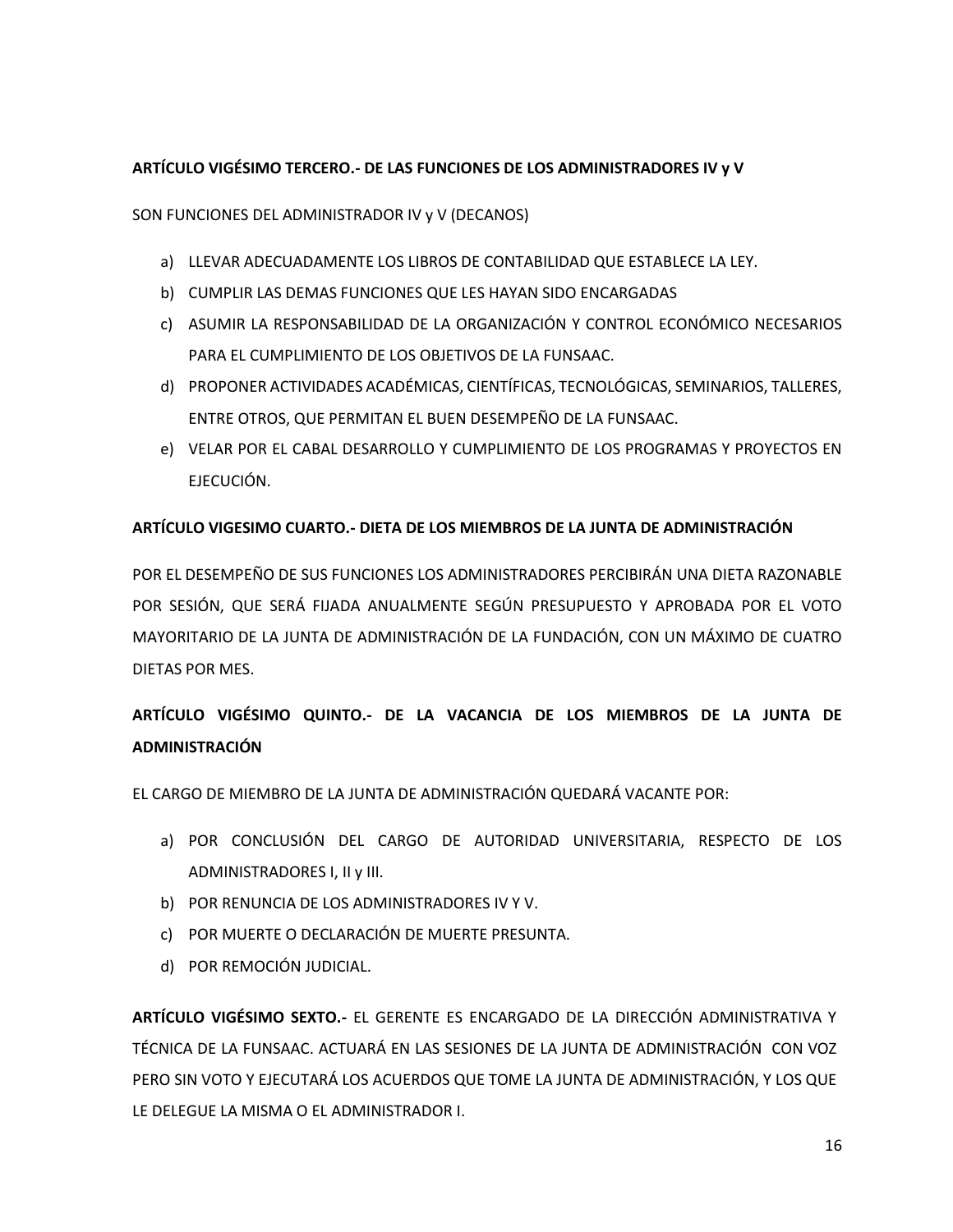**ARTÍCULO VIGÉSIMO TERCERO.- DE LAS FUNCIONES DE LOS ADMINISTRADORES IV y V**

SON FUNCIONES DEL ADMINISTRADOR IV y V (DECANOS)

a) LLEVAR ADECUADAMENTE LOS LIBROS DE CONTABILIDAD QUE ESTABLECE LA LEY.
b) CUMPLIR LAS DEMAS FUNCIONES QUE LES HAYAN SIDO ENCARGADAS
c) ASUMIR LA RESPONSABILIDAD DE LA ORGANIZACIÓN Y CONTROL ECONÓMICO NECESARIOS PARA EL CUMPLIMIENTO DE LOS OBJETIVOS DE LA FUNSAAC.
d) PROPONER ACTIVIDADES ACADÉMICAS, CIENTÍFICAS, TECNOLÓGICAS, SEMINARIOS, TALLERES, ENTRE OTROS, QUE PERMITAN EL BUEN DESEMPEÑO DE LA FUNSAAC.
e) VELAR POR EL CABAL DESARROLLO Y CUMPLIMIENTO DE LOS PROGRAMAS Y PROYECTOS EN EJECUCIÓN.

**ARTÍCULO VIGESIMO CUARTO.- DIETA DE LOS MIEMBROS DE LA JUNTA DE ADMINISTRACIÓN**

POR EL DESEMPEÑO DE SUS FUNCIONES LOS ADMINISTRADORES PERCIBIRÁN UNA DIETA RAZONABLE POR SESIÓN, QUE SERÁ FIJADA ANUALMENTE SEGÚN PRESUPUESTO Y APROBADA POR EL VOTO MAYORITARIO DE LA JUNTA DE ADMINISTRACIÓN DE LA FUNDACIÓN, CON UN MÁXIMO DE CUATRO DIETAS POR MES.

**ARTÍCULO VIGÉSIMO QUINTO.- DE LA VACANCIA DE LOS MIEMBROS DE LA JUNTA DE ADMINISTRACIÓN**

EL CARGO DE MIEMBRO DE LA JUNTA DE ADMINISTRACIÓN QUEDARÁ VACANTE POR:

a) POR CONCLUSIÓN DEL CARGO DE AUTORIDAD UNIVERSITARIA, RESPECTO DE LOS ADMINISTRADORES I, II y III.
b) POR RENUNCIA DE LOS ADMINISTRADORES IV Y V.
c) POR MUERTE O DECLARACIÓN DE MUERTE PRESUNTA.
d) POR REMOCIÓN JUDICIAL.

**ARTÍCULO VIGÉSIMO SEXTO.-** EL GERENTE ES ENCARGADO DE LA DIRECCIÓN ADMINISTRATIVA Y TÉCNICA DE LA FUNSAAC. ACTUARÁ EN LAS SESIONES DE LA JUNTA DE ADMINISTRACIÓN CON VOZ PERO SIN VOTO Y EJECUTARÁ LOS ACUERDOS QUE TOME LA JUNTA DE ADMINISTRACIÓN, Y LOS QUE LE DELEGUE LA MISMA O EL ADMINISTRADOR I.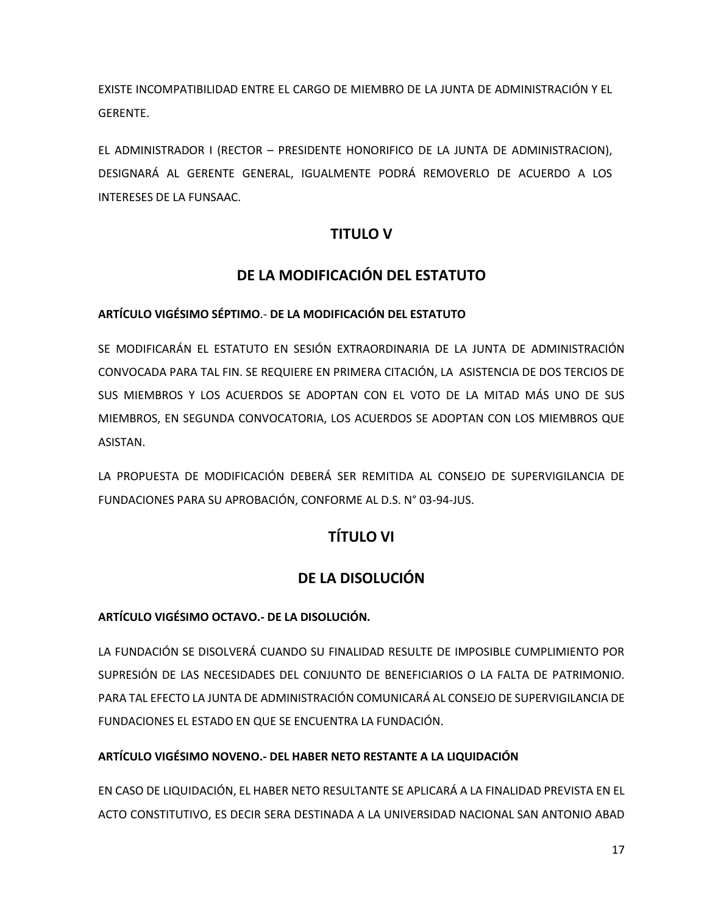EXISTE INCOMPATIBILIDAD ENTRE EL CARGO DE MIEMBRO DE LA JUNTA DE ADMINISTRACIÓN Y EL GERENTE.

EL ADMINISTRADOR I (RECTOR – PRESIDENTE HONORIFICO DE LA JUNTA DE ADMINISTRACION), DESIGNARÁ AL GERENTE GENERAL, IGUALMENTE PODRÁ REMOVERLO DE ACUERDO A LOS INTERESES DE LA FUNSAAC.

## TITULO V

## DE LA MODIFICACIÓN DEL ESTATUTO

**ARTÍCULO VIGÉSIMO SÉPTIMO**.- **DE LA MODIFICACIÓN DEL ESTATUTO**

SE MODIFICARÁN EL ESTATUTO EN SESIÓN EXTRAORDINARIA DE LA JUNTA DE ADMINISTRACIÓN CONVOCADA PARA TAL FIN. SE REQUIERE EN PRIMERA CITACIÓN, LA ASISTENCIA DE DOS TERCIOS DE SUS MIEMBROS Y LOS ACUERDOS SE ADOPTAN CON EL VOTO DE LA MITAD MÁS UNO DE SUS MIEMBROS, EN SEGUNDA CONVOCATORIA, LOS ACUERDOS SE ADOPTAN CON LOS MIEMBROS QUE ASISTAN.

LA PROPUESTA DE MODIFICACIÓN DEBERÁ SER REMITIDA AL CONSEJO DE SUPERVIGILANCIA DE FUNDACIONES PARA SU APROBACIÓN, CONFORME AL D.S. N° 03-94-JUS.

## TÍTULO VI

## DE LA DISOLUCIÓN

**ARTÍCULO VIGÉSIMO OCTAVO.- DE LA DISOLUCIÓN.**

LA FUNDACIÓN SE DISOLVERÁ CUANDO SU FINALIDAD RESULTE DE IMPOSIBLE CUMPLIMIENTO POR SUPRESIÓN DE LAS NECESIDADES DEL CONJUNTO DE BENEFICIARIOS O LA FALTA DE PATRIMONIO. PARA TAL EFECTO LA JUNTA DE ADMINISTRACIÓN COMUNICARÁ AL CONSEJO DE SUPERVIGILANCIA DE FUNDACIONES EL ESTADO EN QUE SE ENCUENTRA LA FUNDACIÓN.

**ARTÍCULO VIGÉSIMO NOVENO.- DEL HABER NETO RESTANTE A LA LIQUIDACIÓN**

EN CASO DE LIQUIDACIÓN, EL HABER NETO RESULTANTE SE APLICARÁ A LA FINALIDAD PREVISTA EN EL ACTO CONSTITUTIVO, ES DECIR SERA DESTINADA A LA UNIVERSIDAD NACIONAL SAN ANTONIO ABAD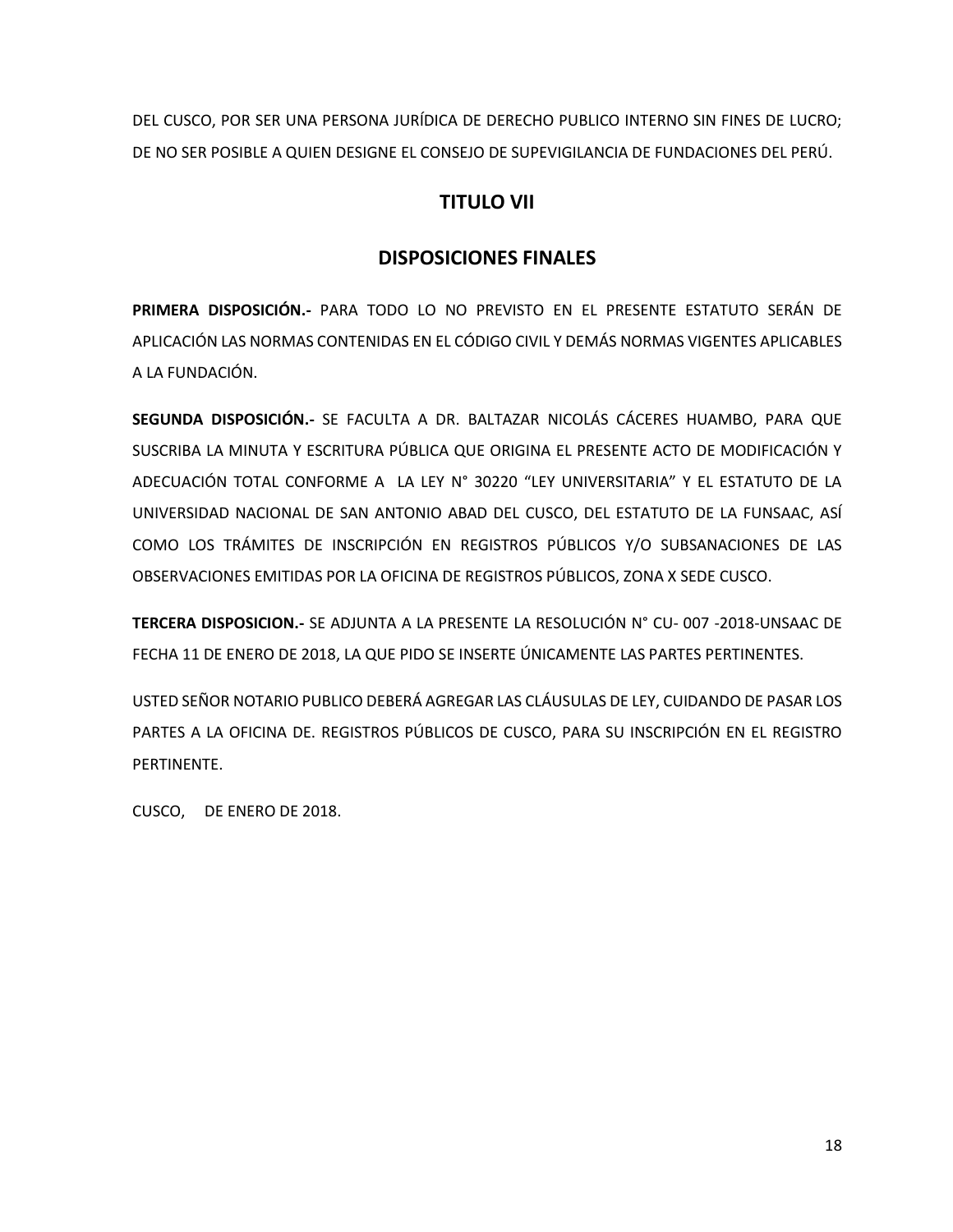DEL CUSCO, POR SER UNA PERSONA JURÍDICA DE DERECHO PUBLICO INTERNO SIN FINES DE LUCRO; DE NO SER POSIBLE A QUIEN DESIGNE EL CONSEJO DE SUPEVIGILANCIA DE FUNDACIONES DEL PERÚ.

## TITULO VII

## DISPOSICIONES FINALES

**PRIMERA DISPOSICIÓN.-** PARA TODO LO NO PREVISTO EN EL PRESENTE ESTATUTO SERÁN DE APLICACIÓN LAS NORMAS CONTENIDAS EN EL CÓDIGO CIVIL Y DEMÁS NORMAS VIGENTES APLICABLES A LA FUNDACIÓN.

**SEGUNDA DISPOSICIÓN.-** SE FACULTA A DR. BALTAZAR NICOLÁS CÁCERES HUAMBO, PARA QUE SUSCRIBA LA MINUTA Y ESCRITURA PÚBLICA QUE ORIGINA EL PRESENTE ACTO DE MODIFICACIÓN Y ADECUACIÓN TOTAL CONFORME A LA LEY N° 30220 "LEY UNIVERSITARIA" Y EL ESTATUTO DE LA UNIVERSIDAD NACIONAL DE SAN ANTONIO ABAD DEL CUSCO, DEL ESTATUTO DE LA FUNSAAC, ASÍ COMO LOS TRÁMITES DE INSCRIPCIÓN EN REGISTROS PÚBLICOS Y/O SUBSANACIONES DE LAS OBSERVACIONES EMITIDAS POR LA OFICINA DE REGISTROS PÚBLICOS, ZONA X SEDE CUSCO.

**TERCERA DISPOSICION.-** SE ADJUNTA A LA PRESENTE LA RESOLUCIÓN N° CU- 007 -2018-UNSAAC DE FECHA 11 DE ENERO DE 2018, LA QUE PIDO SE INSERTE ÚNICAMENTE LAS PARTES PERTINENTES.

USTED SEÑOR NOTARIO PUBLICO DEBERÁ AGREGAR LAS CLÁUSULAS DE LEY, CUIDANDO DE PASAR LOS PARTES A LA OFICINA DE. REGISTROS PÚBLICOS DE CUSCO, PARA SU INSCRIPCIÓN EN EL REGISTRO PERTINENTE.

CUSCO,     DE ENERO DE 2018.